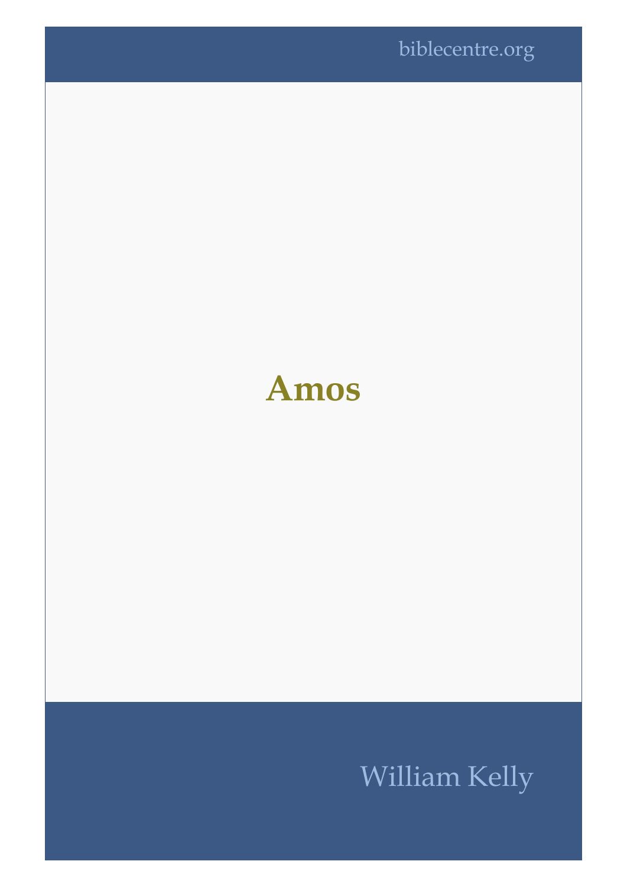biblecentre.org

# Amos

William Kelly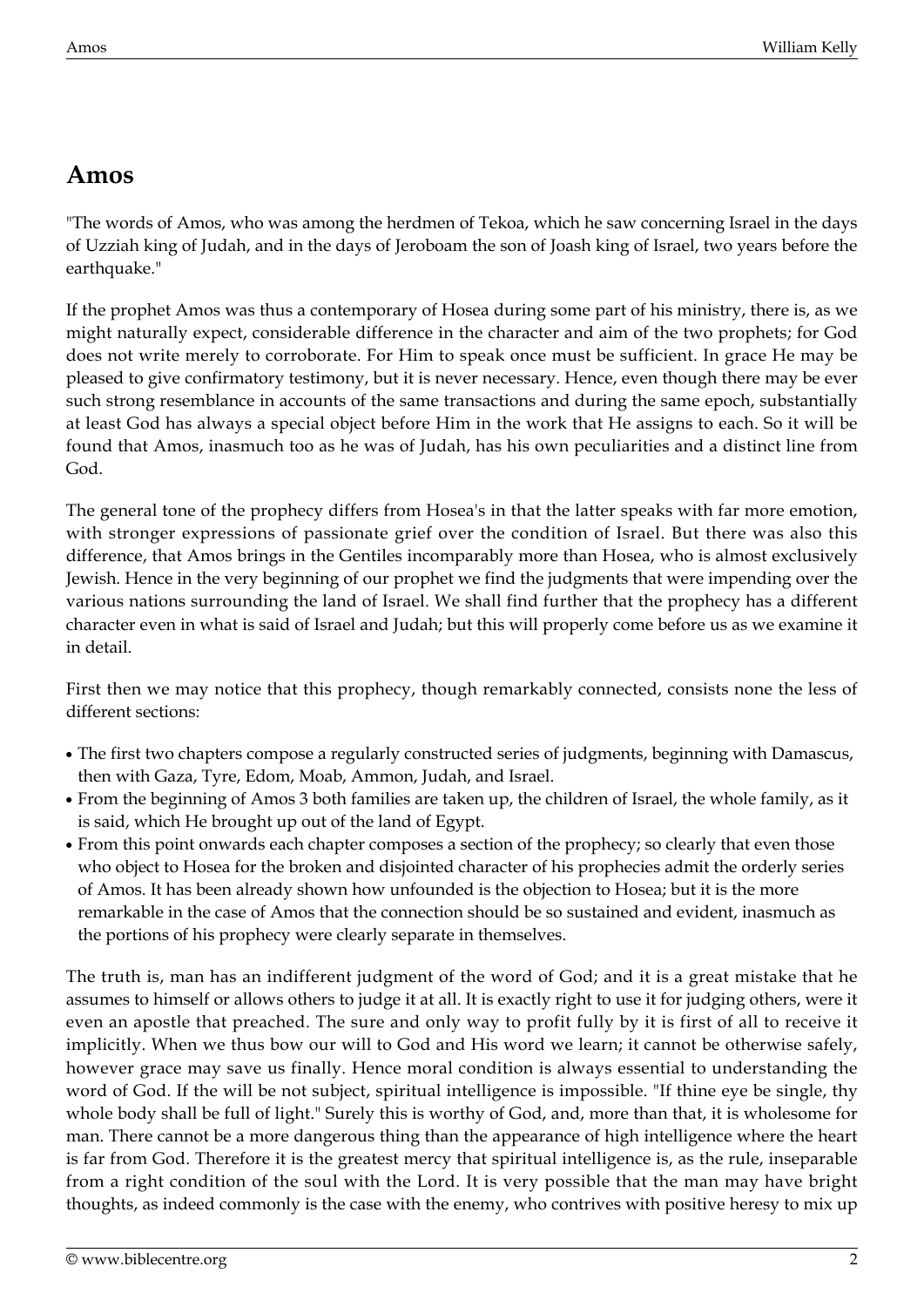## Amos

"The words of Amos, who was among the herdmen of Tekoa, which he saw concerning Israel in the days of Uzziah king of Judah, and in the days of Jeroboam the son of Joash king of Israel, two years before the earthquake."

If the prophet Amos was thus a contemporary of Hosea during some part of his ministry, there is, as we might naturally expect, considerable difference in the character and aim of the two prophets; for God does not write merely to corroborate. For Him to speak once must be sufficient. In grace He may be pleased to give confirmatory testimony, but it is never necessary. Hence, even though there may be ever such strong resemblance in accounts of the same transactions and during the same epoch, substantially at least God has always a special object before Him in the work that He assigns to each. So it will be found that Amos, inasmuch too as he was of Judah, has his own peculiarities and a distinct line from God.

The general tone of the prophecy differs from Hosea's in that the latter speaks with far more emotion, with stronger expressions of passionate grief over the condition of Israel. But there was also this difference, that Amos brings in the Gentiles incomparably more than Hosea, who is almost exclusively Jewish. Hence in the very beginning of our prophet we find the judgments that were impending over the various nations surrounding the land of Israel. We shall find further that the prophecy has a different character even in what is said of Israel and Judah; but this will properly come before us as we examine it in detail.

First then we may notice that this prophecy, though remarkably connected, consists none the less of different sections:

- The first two chapters compose a regularly constructed series of judgments, beginning with Damascus, then with Gaza, Tyre, Edom, Moab, Ammon, Judah, and Israel.
- From the beginning of Amos 3 both families are taken up, the children of Israel, the whole family, as it is said, which He brought up out of the land of Egypt.
- From this point onwards each chapter composes a section of the prophecy; so clearly that even those who object to Hosea for the broken and disjointed character of his prophecies admit the orderly series of Amos. It has been already shown how unfounded is the objection to Hosea; but it is the more remarkable in the case of Amos that the connection should be so sustained and evident, inasmuch as the portions of his prophecy were clearly separate in themselves.

The truth is, man has an indifferent judgment of the word of God; and it is a great mistake that he assumes to himself or allows others to judge it at all. It is exactly right to use it for judging others, were it even an apostle that preached. The sure and only way to profit fully by it is first of all to receive it implicitly. When we thus bow our will to God and His word we learn; it cannot be otherwise safely, however grace may save us finally. Hence moral condition is always essential to understanding the word of God. If the will be not subject, spiritual intelligence is impossible. "If thine eye be single, thy whole body shall be full of light." Surely this is worthy of God, and, more than that, it is wholesome for man. There cannot be a more dangerous thing than the appearance of high intelligence where the heart is far from God. Therefore it is the greatest mercy that spiritual intelligence is, as the rule, inseparable from a right condition of the soul with the Lord. It is very possible that the man may have bright thoughts, as indeed commonly is the case with the enemy, who contrives with positive heresy to mix up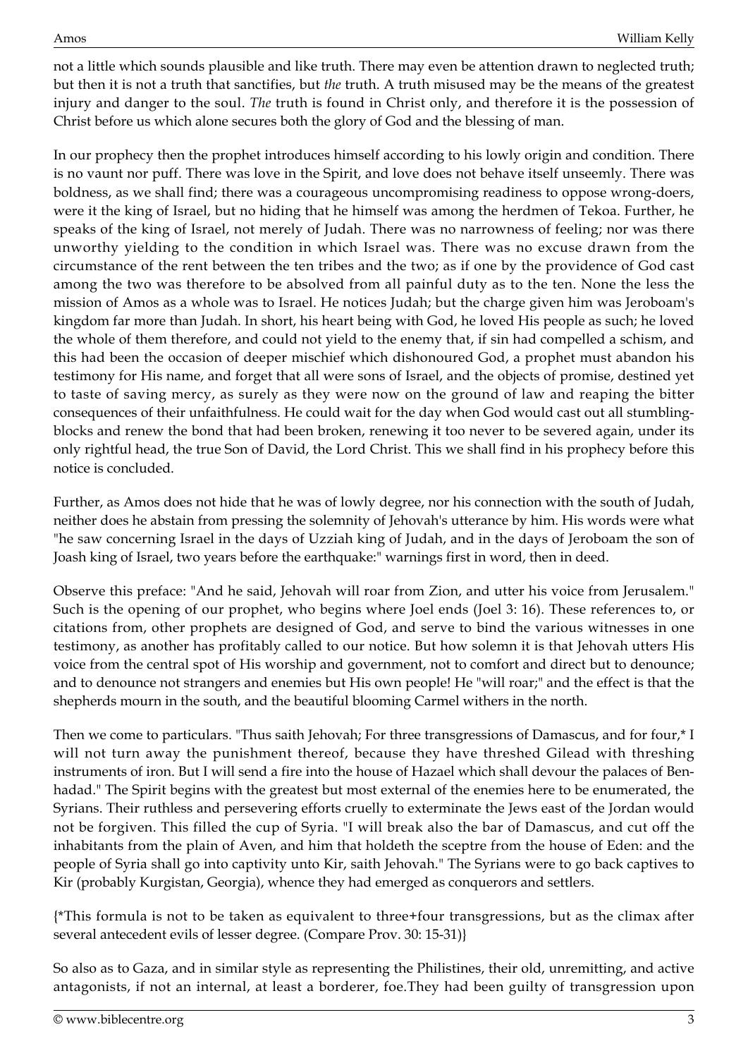not a little which sounds plausible and like truth. There may even be attention drawn to neglected truth; but then it is not a truth that sanctifies, but *the* truth. A truth misused may be the means of the greatest injury and danger to the soul. *The* truth is found in Christ only, and therefore it is the possession of Christ before us which alone secures both the glory of God and the blessing of man.

In our prophecy then the prophet introduces himself according to his lowly origin and condition. There is no vaunt nor puff. There was love in the Spirit, and love does not behave itself unseemly. There was boldness, as we shall find; there was a courageous uncompromising readiness to oppose wrong-doers, were it the king of Israel, but no hiding that he himself was among the herdmen of Tekoa. Further, he speaks of the king of Israel, not merely of Judah. There was no narrowness of feeling; nor was there unworthy yielding to the condition in which Israel was. There was no excuse drawn from the circumstance of the rent between the ten tribes and the two; as if one by the providence of God cast among the two was therefore to be absolved from all painful duty as to the ten. None the less the mission of Amos as a whole was to Israel. He notices Judah; but the charge given him was Jeroboam's kingdom far more than Judah. In short, his heart being with God, he loved His people as such; he loved the whole of them therefore, and could not yield to the enemy that, if sin had compelled a schism, and this had been the occasion of deeper mischief which dishonoured God, a prophet must abandon his testimony for His name, and forget that all were sons of Israel, and the objects of promise, destined yet to taste of saving mercy, as surely as they were now on the ground of law and reaping the bitter consequences of their unfaithfulness. He could wait for the day when God would cast out all stumbling-blocks and renew the bond that had been broken, renewing it too never to be severed again, under its only rightful head, the true Son of David, the Lord Christ. This we shall find in his prophecy before this notice is concluded.

Further, as Amos does not hide that he was of lowly degree, nor his connection with the south of Judah, neither does he abstain from pressing the solemnity of Jehovah's utterance by him. His words were what "he saw concerning Israel in the days of Uzziah king of Judah, and in the days of Jeroboam the son of Joash king of Israel, two years before the earthquake:" warnings first in word, then in deed.

Observe this preface: "And he said, Jehovah will roar from Zion, and utter his voice from Jerusalem." Such is the opening of our prophet, who begins where Joel ends (Joel 3: 16). These references to, or citations from, other prophets are designed of God, and serve to bind the various witnesses in one testimony, as another has profitably called to our notice. But how solemn it is that Jehovah utters His voice from the central spot of His worship and government, not to comfort and direct but to denounce; and to denounce not strangers and enemies but His own people! He "will roar;" and the effect is that the shepherds mourn in the south, and the beautiful blooming Carmel withers in the north.

Then we come to particulars. "Thus saith Jehovah; For three transgressions of Damascus, and for four,* I will not turn away the punishment thereof, because they have threshed Gilead with threshing instruments of iron. But I will send a fire into the house of Hazael which shall devour the palaces of Ben-hadad." The Spirit begins with the greatest but most external of the enemies here to be enumerated, the Syrians. Their ruthless and persevering efforts cruelly to exterminate the Jews east of the Jordan would not be forgiven. This filled the cup of Syria. "I will break also the bar of Damascus, and cut off the inhabitants from the plain of Aven, and him that holdeth the sceptre from the house of Eden: and the people of Syria shall go into captivity unto Kir, saith Jehovah." The Syrians were to go back captives to Kir (probably Kurgistan, Georgia), whence they had emerged as conquerors and settlers.

{*This formula is not to be taken as equivalent to three+four transgressions, but as the climax after several antecedent evils of lesser degree. (Compare Prov. 30: 15-31)}

So also as to Gaza, and in similar style as representing the Philistines, their old, unremitting, and active antagonists, if not an internal, at least a borderer, foe.They had been guilty of transgression upon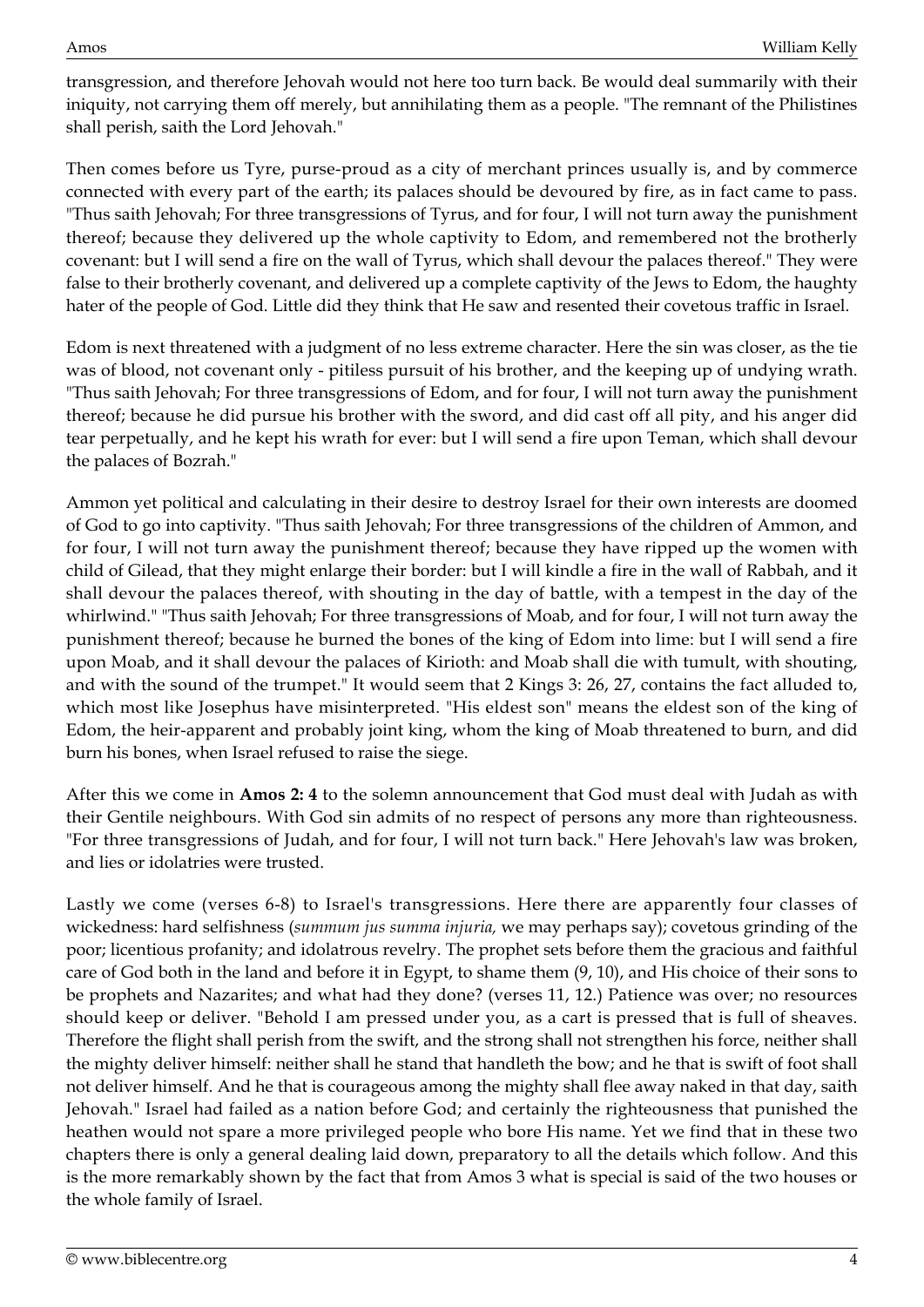transgression, and therefore Jehovah would not here too turn back. Be would deal summarily with their iniquity, not carrying them off merely, but annihilating them as a people. "The remnant of the Philistines shall perish, saith the Lord Jehovah."

Then comes before us Tyre, purse-proud as a city of merchant princes usually is, and by commerce connected with every part of the earth; its palaces should be devoured by fire, as in fact came to pass. "Thus saith Jehovah; For three transgressions of Tyrus, and for four, I will not turn away the punishment thereof; because they delivered up the whole captivity to Edom, and remembered not the brotherly covenant: but I will send a fire on the wall of Tyrus, which shall devour the palaces thereof." They were false to their brotherly covenant, and delivered up a complete captivity of the Jews to Edom, the haughty hater of the people of God. Little did they think that He saw and resented their covetous traffic in Israel.

Edom is next threatened with a judgment of no less extreme character. Here the sin was closer, as the tie was of blood, not covenant only - pitiless pursuit of his brother, and the keeping up of undying wrath. "Thus saith Jehovah; For three transgressions of Edom, and for four, I will not turn away the punishment thereof; because he did pursue his brother with the sword, and did cast off all pity, and his anger did tear perpetually, and he kept his wrath for ever: but I will send a fire upon Teman, which shall devour the palaces of Bozrah."

Ammon yet political and calculating in their desire to destroy Israel for their own interests are doomed of God to go into captivity. "Thus saith Jehovah; For three transgressions of the children of Ammon, and for four, I will not turn away the punishment thereof; because they have ripped up the women with child of Gilead, that they might enlarge their border: but I will kindle a fire in the wall of Rabbah, and it shall devour the palaces thereof, with shouting in the day of battle, with a tempest in the day of the whirlwind." "Thus saith Jehovah; For three transgressions of Moab, and for four, I will not turn away the punishment thereof; because he burned the bones of the king of Edom into lime: but I will send a fire upon Moab, and it shall devour the palaces of Kirioth: and Moab shall die with tumult, with shouting, and with the sound of the trumpet." It would seem that 2 Kings 3: 26, 27, contains the fact alluded to, which most like Josephus have misinterpreted. "His eldest son" means the eldest son of the king of Edom, the heir-apparent and probably joint king, whom the king of Moab threatened to burn, and did burn his bones, when Israel refused to raise the siege.

After this we come in **Amos 2: 4** to the solemn announcement that God must deal with Judah as with their Gentile neighbours. With God sin admits of no respect of persons any more than righteousness. "For three transgressions of Judah, and for four, I will not turn back." Here Jehovah's law was broken, and lies or idolatries were trusted.

Lastly we come (verses 6-8) to Israel's transgressions. Here there are apparently four classes of wickedness: hard selfishness (*summum jus summa injuria,* we may perhaps say); covetous grinding of the poor; licentious profanity; and idolatrous revelry. The prophet sets before them the gracious and faithful care of God both in the land and before it in Egypt, to shame them (9, 10), and His choice of their sons to be prophets and Nazarites; and what had they done? (verses 11, 12.) Patience was over; no resources should keep or deliver. "Behold I am pressed under you, as a cart is pressed that is full of sheaves. Therefore the flight shall perish from the swift, and the strong shall not strengthen his force, neither shall the mighty deliver himself: neither shall he stand that handleth the bow; and he that is swift of foot shall not deliver himself. And he that is courageous among the mighty shall flee away naked in that day, saith Jehovah." Israel had failed as a nation before God; and certainly the righteousness that punished the heathen would not spare a more privileged people who bore His name. Yet we find that in these two chapters there is only a general dealing laid down, preparatory to all the details which follow. And this is the more remarkably shown by the fact that from Amos 3 what is special is said of the two houses or the whole family of Israel.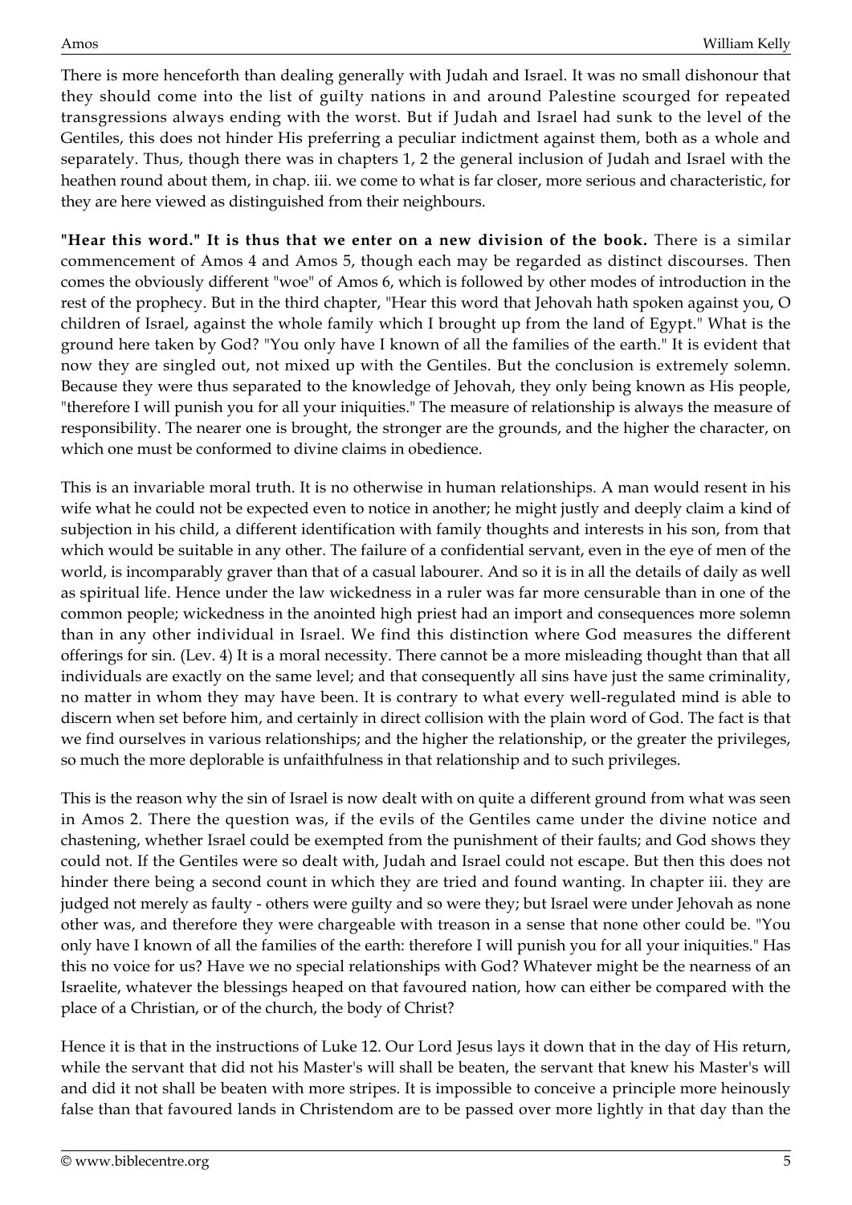There is more henceforth than dealing generally with Judah and Israel. It was no small dishonour that they should come into the list of guilty nations in and around Palestine scourged for repeated transgressions always ending with the worst. But if Judah and Israel had sunk to the level of the Gentiles, this does not hinder His preferring a peculiar indictment against them, both as a whole and separately. Thus, though there was in chapters 1, 2 the general inclusion of Judah and Israel with the heathen round about them, in chap. iii. we come to what is far closer, more serious and characteristic, for they are here viewed as distinguished from their neighbours.

**"Hear this word." It is thus that we enter on a new division of the book.** There is a similar commencement of Amos 4 and Amos 5, though each may be regarded as distinct discourses. Then comes the obviously different "woe" of Amos 6, which is followed by other modes of introduction in the rest of the prophecy. But in the third chapter, "Hear this word that Jehovah hath spoken against you, O children of Israel, against the whole family which I brought up from the land of Egypt." What is the ground here taken by God? "You only have I known of all the families of the earth." It is evident that now they are singled out, not mixed up with the Gentiles. But the conclusion is extremely solemn. Because they were thus separated to the knowledge of Jehovah, they only being known as His people, "therefore I will punish you for all your iniquities." The measure of relationship is always the measure of responsibility. The nearer one is brought, the stronger are the grounds, and the higher the character, on which one must be conformed to divine claims in obedience.

This is an invariable moral truth. It is no otherwise in human relationships. A man would resent in his wife what he could not be expected even to notice in another; he might justly and deeply claim a kind of subjection in his child, a different identification with family thoughts and interests in his son, from that which would be suitable in any other. The failure of a confidential servant, even in the eye of men of the world, is incomparably graver than that of a casual labourer. And so it is in all the details of daily as well as spiritual life. Hence under the law wickedness in a ruler was far more censurable than in one of the common people; wickedness in the anointed high priest had an import and consequences more solemn than in any other individual in Israel. We find this distinction where God measures the different offerings for sin. (Lev. 4) It is a moral necessity. There cannot be a more misleading thought than that all individuals are exactly on the same level; and that consequently all sins have just the same criminality, no matter in whom they may have been. It is contrary to what every well-regulated mind is able to discern when set before him, and certainly in direct collision with the plain word of God. The fact is that we find ourselves in various relationships; and the higher the relationship, or the greater the privileges, so much the more deplorable is unfaithfulness in that relationship and to such privileges.

This is the reason why the sin of Israel is now dealt with on quite a different ground from what was seen in Amos 2. There the question was, if the evils of the Gentiles came under the divine notice and chastening, whether Israel could be exempted from the punishment of their faults; and God shows they could not. If the Gentiles were so dealt with, Judah and Israel could not escape. But then this does not hinder there being a second count in which they are tried and found wanting. In chapter iii. they are judged not merely as faulty - others were guilty and so were they; but Israel were under Jehovah as none other was, and therefore they were chargeable with treason in a sense that none other could be. "You only have I known of all the families of the earth: therefore I will punish you for all your iniquities." Has this no voice for us? Have we no special relationships with God? Whatever might be the nearness of an Israelite, whatever the blessings heaped on that favoured nation, how can either be compared with the place of a Christian, or of the church, the body of Christ?

Hence it is that in the instructions of Luke 12. Our Lord Jesus lays it down that in the day of His return, while the servant that did not his Master's will shall be beaten, the servant that knew his Master's will and did it not shall be beaten with more stripes. It is impossible to conceive a principle more heinously false than that favoured lands in Christendom are to be passed over more lightly in that day than the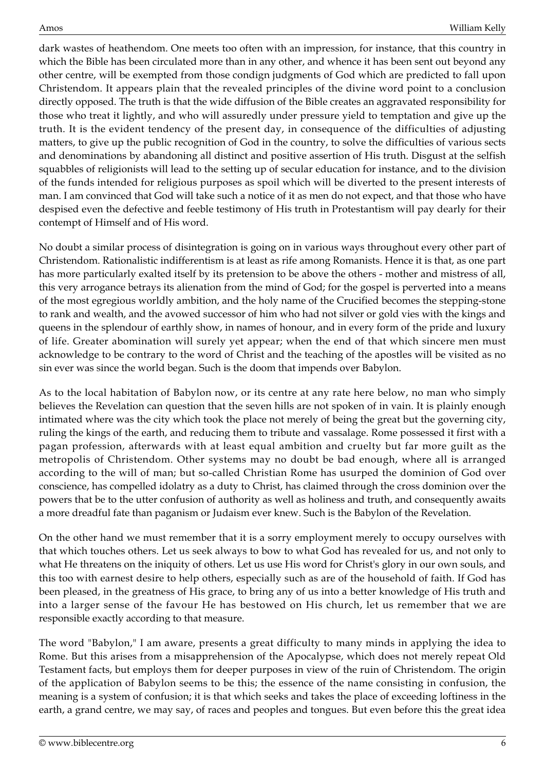dark wastes of heathendom. One meets too often with an impression, for instance, that this country in which the Bible has been circulated more than in any other, and whence it has been sent out beyond any other centre, will be exempted from those condign judgments of God which are predicted to fall upon Christendom. It appears plain that the revealed principles of the divine word point to a conclusion directly opposed. The truth is that the wide diffusion of the Bible creates an aggravated responsibility for those who treat it lightly, and who will assuredly under pressure yield to temptation and give up the truth. It is the evident tendency of the present day, in consequence of the difficulties of adjusting matters, to give up the public recognition of God in the country, to solve the difficulties of various sects and denominations by abandoning all distinct and positive assertion of His truth. Disgust at the selfish squabbles of religionists will lead to the setting up of secular education for instance, and to the division of the funds intended for religious purposes as spoil which will be diverted to the present interests of man. I am convinced that God will take such a notice of it as men do not expect, and that those who have despised even the defective and feeble testimony of His truth in Protestantism will pay dearly for their contempt of Himself and of His word.

No doubt a similar process of disintegration is going on in various ways throughout every other part of Christendom. Rationalistic indifferentism is at least as rife among Romanists. Hence it is that, as one part has more particularly exalted itself by its pretension to be above the others - mother and mistress of all, this very arrogance betrays its alienation from the mind of God; for the gospel is perverted into a means of the most egregious worldly ambition, and the holy name of the Crucified becomes the stepping-stone to rank and wealth, and the avowed successor of him who had not silver or gold vies with the kings and queens in the splendour of earthly show, in names of honour, and in every form of the pride and luxury of life. Greater abomination will surely yet appear; when the end of that which sincere men must acknowledge to be contrary to the word of Christ and the teaching of the apostles will be visited as no sin ever was since the world began. Such is the doom that impends over Babylon.

As to the local habitation of Babylon now, or its centre at any rate here below, no man who simply believes the Revelation can question that the seven hills are not spoken of in vain. It is plainly enough intimated where was the city which took the place not merely of being the great but the governing city, ruling the kings of the earth, and reducing them to tribute and vassalage. Rome possessed it first with a pagan profession, afterwards with at least equal ambition and cruelty but far more guilt as the metropolis of Christendom. Other systems may no doubt be bad enough, where all is arranged according to the will of man; but so-called Christian Rome has usurped the dominion of God over conscience, has compelled idolatry as a duty to Christ, has claimed through the cross dominion over the powers that be to the utter confusion of authority as well as holiness and truth, and consequently awaits a more dreadful fate than paganism or Judaism ever knew. Such is the Babylon of the Revelation.

On the other hand we must remember that it is a sorry employment merely to occupy ourselves with that which touches others. Let us seek always to bow to what God has revealed for us, and not only to what He threatens on the iniquity of others. Let us use His word for Christ's glory in our own souls, and this too with earnest desire to help others, especially such as are of the household of faith. If God has been pleased, in the greatness of His grace, to bring any of us into a better knowledge of His truth and into a larger sense of the favour He has bestowed on His church, let us remember that we are responsible exactly according to that measure.

The word "Babylon," I am aware, presents a great difficulty to many minds in applying the idea to Rome. But this arises from a misapprehension of the Apocalypse, which does not merely repeat Old Testament facts, but employs them for deeper purposes in view of the ruin of Christendom. The origin of the application of Babylon seems to be this; the essence of the name consisting in confusion, the meaning is a system of confusion; it is that which seeks and takes the place of exceeding loftiness in the earth, a grand centre, we may say, of races and peoples and tongues. But even before this the great idea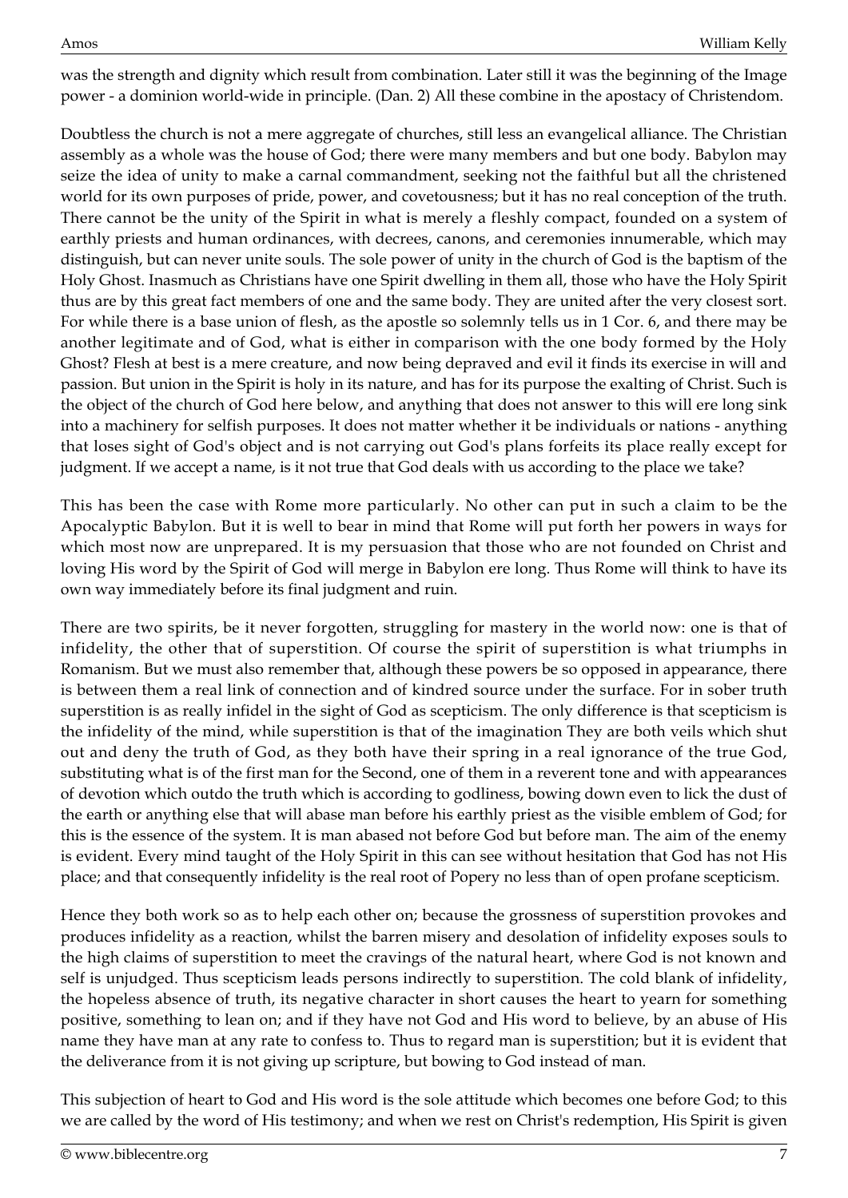was the strength and dignity which result from combination. Later still it was the beginning of the Image power - a dominion world-wide in principle. (Dan. 2) All these combine in the apostacy of Christendom.

Doubtless the church is not a mere aggregate of churches, still less an evangelical alliance. The Christian assembly as a whole was the house of God; there were many members and but one body. Babylon may seize the idea of unity to make a carnal commandment, seeking not the faithful but all the christened world for its own purposes of pride, power, and covetousness; but it has no real conception of the truth. There cannot be the unity of the Spirit in what is merely a fleshly compact, founded on a system of earthly priests and human ordinances, with decrees, canons, and ceremonies innumerable, which may distinguish, but can never unite souls. The sole power of unity in the church of God is the baptism of the Holy Ghost. Inasmuch as Christians have one Spirit dwelling in them all, those who have the Holy Spirit thus are by this great fact members of one and the same body. They are united after the very closest sort. For while there is a base union of flesh, as the apostle so solemnly tells us in 1 Cor. 6, and there may be another legitimate and of God, what is either in comparison with the one body formed by the Holy Ghost? Flesh at best is a mere creature, and now being depraved and evil it finds its exercise in will and passion. But union in the Spirit is holy in its nature, and has for its purpose the exalting of Christ. Such is the object of the church of God here below, and anything that does not answer to this will ere long sink into a machinery for selfish purposes. It does not matter whether it be individuals or nations - anything that loses sight of God's object and is not carrying out God's plans forfeits its place really except for judgment. If we accept a name, is it not true that God deals with us according to the place we take?

This has been the case with Rome more particularly. No other can put in such a claim to be the Apocalyptic Babylon. But it is well to bear in mind that Rome will put forth her powers in ways for which most now are unprepared. It is my persuasion that those who are not founded on Christ and loving His word by the Spirit of God will merge in Babylon ere long. Thus Rome will think to have its own way immediately before its final judgment and ruin.

There are two spirits, be it never forgotten, struggling for mastery in the world now: one is that of infidelity, the other that of superstition. Of course the spirit of superstition is what triumphs in Romanism. But we must also remember that, although these powers be so opposed in appearance, there is between them a real link of connection and of kindred source under the surface. For in sober truth superstition is as really infidel in the sight of God as scepticism. The only difference is that scepticism is the infidelity of the mind, while superstition is that of the imagination They are both veils which shut out and deny the truth of God, as they both have their spring in a real ignorance of the true God, substituting what is of the first man for the Second, one of them in a reverent tone and with appearances of devotion which outdo the truth which is according to godliness, bowing down even to lick the dust of the earth or anything else that will abase man before his earthly priest as the visible emblem of God; for this is the essence of the system. It is man abased not before God but before man. The aim of the enemy is evident. Every mind taught of the Holy Spirit in this can see without hesitation that God has not His place; and that consequently infidelity is the real root of Popery no less than of open profane scepticism.

Hence they both work so as to help each other on; because the grossness of superstition provokes and produces infidelity as a reaction, whilst the barren misery and desolation of infidelity exposes souls to the high claims of superstition to meet the cravings of the natural heart, where God is not known and self is unjudged. Thus scepticism leads persons indirectly to superstition. The cold blank of infidelity, the hopeless absence of truth, its negative character in short causes the heart to yearn for something positive, something to lean on; and if they have not God and His word to believe, by an abuse of His name they have man at any rate to confess to. Thus to regard man is superstition; but it is evident that the deliverance from it is not giving up scripture, but bowing to God instead of man.

This subjection of heart to God and His word is the sole attitude which becomes one before God; to this we are called by the word of His testimony; and when we rest on Christ's redemption, His Spirit is given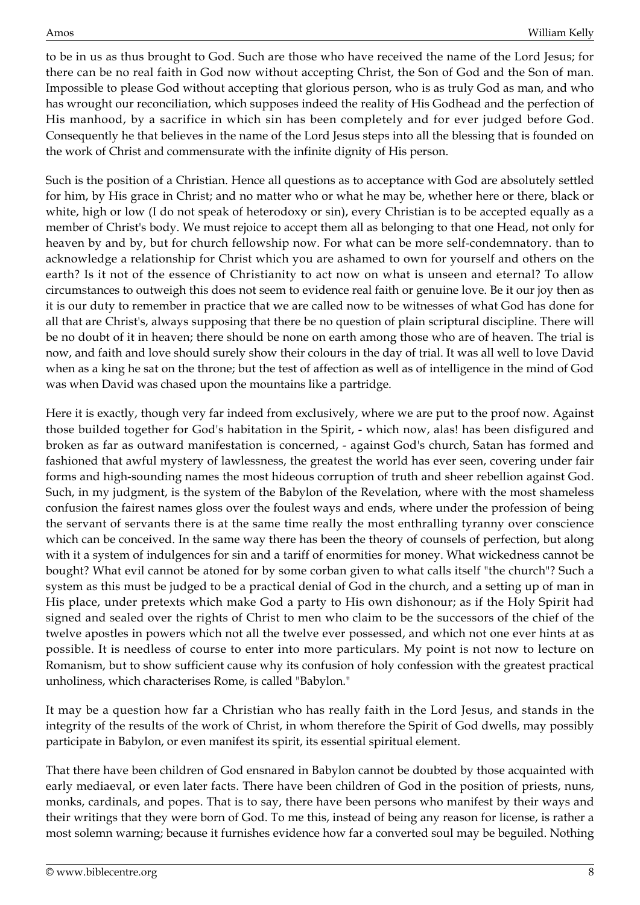to be in us as thus brought to God. Such are those who have received the name of the Lord Jesus; for there can be no real faith in God now without accepting Christ, the Son of God and the Son of man. Impossible to please God without accepting that glorious person, who is as truly God as man, and who has wrought our reconciliation, which supposes indeed the reality of His Godhead and the perfection of His manhood, by a sacrifice in which sin has been completely and for ever judged before God. Consequently he that believes in the name of the Lord Jesus steps into all the blessing that is founded on the work of Christ and commensurate with the infinite dignity of His person.

Such is the position of a Christian. Hence all questions as to acceptance with God are absolutely settled for him, by His grace in Christ; and no matter who or what he may be, whether here or there, black or white, high or low (I do not speak of heterodoxy or sin), every Christian is to be accepted equally as a member of Christ's body. We must rejoice to accept them all as belonging to that one Head, not only for heaven by and by, but for church fellowship now. For what can be more self-condemnatory. than to acknowledge a relationship for Christ which you are ashamed to own for yourself and others on the earth? Is it not of the essence of Christianity to act now on what is unseen and eternal? To allow circumstances to outweigh this does not seem to evidence real faith or genuine love. Be it our joy then as it is our duty to remember in practice that we are called now to be witnesses of what God has done for all that are Christ's, always supposing that there be no question of plain scriptural discipline. There will be no doubt of it in heaven; there should be none on earth among those who are of heaven. The trial is now, and faith and love should surely show their colours in the day of trial. It was all well to love David when as a king he sat on the throne; but the test of affection as well as of intelligence in the mind of God was when David was chased upon the mountains like a partridge.

Here it is exactly, though very far indeed from exclusively, where we are put to the proof now. Against those builded together for God's habitation in the Spirit, - which now, alas! has been disfigured and broken as far as outward manifestation is concerned, - against God's church, Satan has formed and fashioned that awful mystery of lawlessness, the greatest the world has ever seen, covering under fair forms and high-sounding names the most hideous corruption of truth and sheer rebellion against God. Such, in my judgment, is the system of the Babylon of the Revelation, where with the most shameless confusion the fairest names gloss over the foulest ways and ends, where under the profession of being the servant of servants there is at the same time really the most enthralling tyranny over conscience which can be conceived. In the same way there has been the theory of counsels of perfection, but along with it a system of indulgences for sin and a tariff of enormities for money. What wickedness cannot be bought? What evil cannot be atoned for by some corban given to what calls itself "the church"? Such a system as this must be judged to be a practical denial of God in the church, and a setting up of man in His place, under pretexts which make God a party to His own dishonour; as if the Holy Spirit had signed and sealed over the rights of Christ to men who claim to be the successors of the chief of the twelve apostles in powers which not all the twelve ever possessed, and which not one ever hints at as possible. It is needless of course to enter into more particulars. My point is not now to lecture on Romanism, but to show sufficient cause why its confusion of holy confession with the greatest practical unholiness, which characterises Rome, is called "Babylon."

It may be a question how far a Christian who has really faith in the Lord Jesus, and stands in the integrity of the results of the work of Christ, in whom therefore the Spirit of God dwells, may possibly participate in Babylon, or even manifest its spirit, its essential spiritual element.

That there have been children of God ensnared in Babylon cannot be doubted by those acquainted with early mediaeval, or even later facts. There have been children of God in the position of priests, nuns, monks, cardinals, and popes. That is to say, there have been persons who manifest by their ways and their writings that they were born of God. To me this, instead of being any reason for license, is rather a most solemn warning; because it furnishes evidence how far a converted soul may be beguiled. Nothing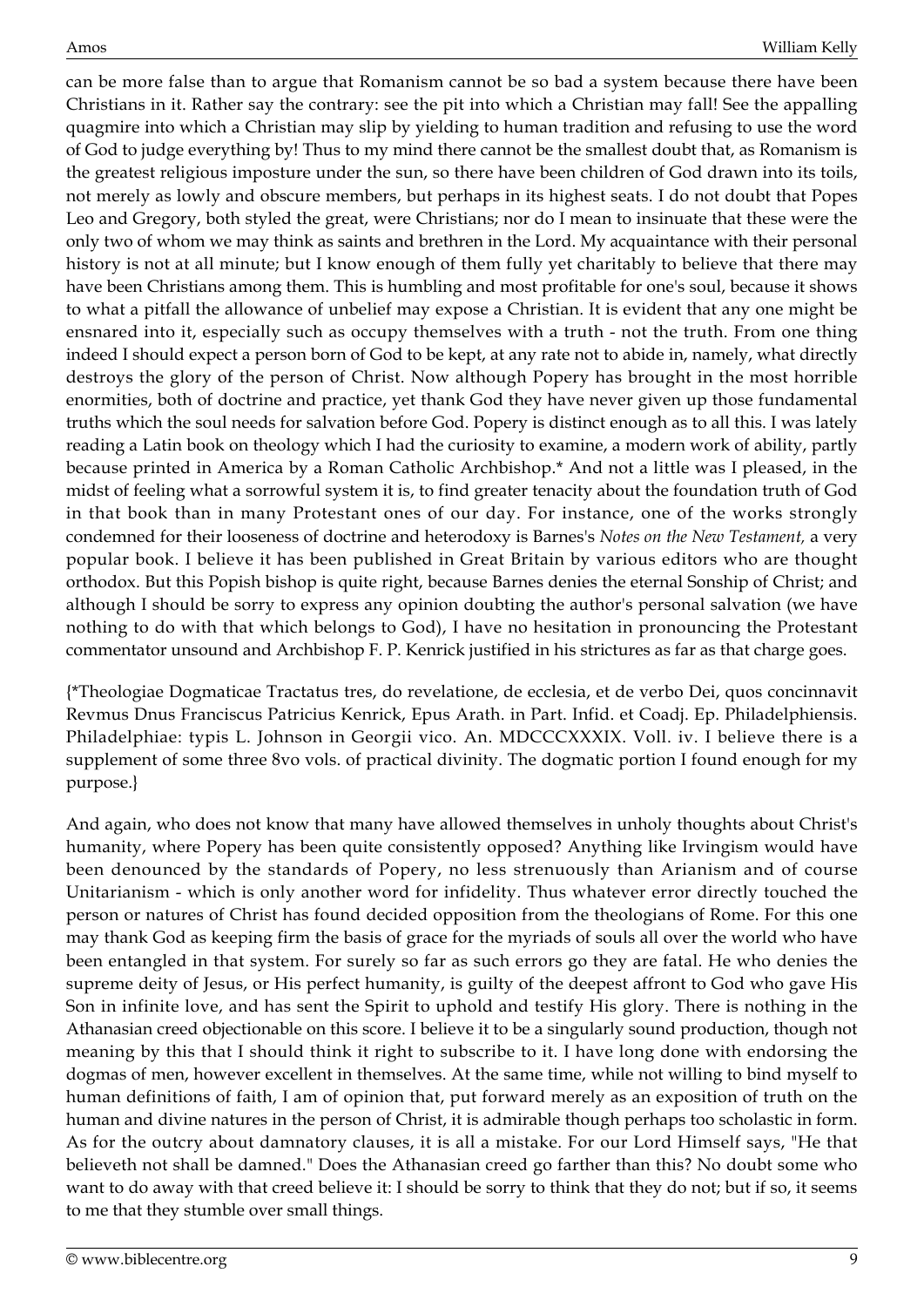can be more false than to argue that Romanism cannot be so bad a system because there have been Christians in it. Rather say the contrary: see the pit into which a Christian may fall! See the appalling quagmire into which a Christian may slip by yielding to human tradition and refusing to use the word of God to judge everything by! Thus to my mind there cannot be the smallest doubt that, as Romanism is the greatest religious imposture under the sun, so there have been children of God drawn into its toils, not merely as lowly and obscure members, but perhaps in its highest seats. I do not doubt that Popes Leo and Gregory, both styled the great, were Christians; nor do I mean to insinuate that these were the only two of whom we may think as saints and brethren in the Lord. My acquaintance with their personal history is not at all minute; but I know enough of them fully yet charitably to believe that there may have been Christians among them. This is humbling and most profitable for one's soul, because it shows to what a pitfall the allowance of unbelief may expose a Christian. It is evident that any one might be ensnared into it, especially such as occupy themselves with a truth - not the truth. From one thing indeed I should expect a person born of God to be kept, at any rate not to abide in, namely, what directly destroys the glory of the person of Christ. Now although Popery has brought in the most horrible enormities, both of doctrine and practice, yet thank God they have never given up those fundamental truths which the soul needs for salvation before God. Popery is distinct enough as to all this. I was lately reading a Latin book on theology which I had the curiosity to examine, a modern work of ability, partly because printed in America by a Roman Catholic Archbishop.* And not a little was I pleased, in the midst of feeling what a sorrowful system it is, to find greater tenacity about the foundation truth of God in that book than in many Protestant ones of our day. For instance, one of the works strongly condemned for their looseness of doctrine and heterodoxy is Barnes's *Notes on the New Testament,* a very popular book. I believe it has been published in Great Britain by various editors who are thought orthodox. But this Popish bishop is quite right, because Barnes denies the eternal Sonship of Christ; and although I should be sorry to express any opinion doubting the author's personal salvation (we have nothing to do with that which belongs to God), I have no hesitation in pronouncing the Protestant commentator unsound and Archbishop F. P. Kenrick justified in his strictures as far as that charge goes.

{*Theologiae Dogmaticae Tractatus tres, do revelatione, de ecclesia, et de verbo Dei, quos concinnavit Revmus Dnus Franciscus Patricius Kenrick, Epus Arath. in Part. Infid. et Coadj. Ep. Philadelphiensis. Philadelphiae: typis L. Johnson in Georgii vico. An. MDCCCXXXIX. Voll. iv. I believe there is a supplement of some three 8vo vols. of practical divinity. The dogmatic portion I found enough for my purpose.}

And again, who does not know that many have allowed themselves in unholy thoughts about Christ's humanity, where Popery has been quite consistently opposed? Anything like Irvingism would have been denounced by the standards of Popery, no less strenuously than Arianism and of course Unitarianism - which is only another word for infidelity. Thus whatever error directly touched the person or natures of Christ has found decided opposition from the theologians of Rome. For this one may thank God as keeping firm the basis of grace for the myriads of souls all over the world who have been entangled in that system. For surely so far as such errors go they are fatal. He who denies the supreme deity of Jesus, or His perfect humanity, is guilty of the deepest affront to God who gave His Son in infinite love, and has sent the Spirit to uphold and testify His glory. There is nothing in the Athanasian creed objectionable on this score. I believe it to be a singularly sound production, though not meaning by this that I should think it right to subscribe to it. I have long done with endorsing the dogmas of men, however excellent in themselves. At the same time, while not willing to bind myself to human definitions of faith, I am of opinion that, put forward merely as an exposition of truth on the human and divine natures in the person of Christ, it is admirable though perhaps too scholastic in form. As for the outcry about damnatory clauses, it is all a mistake. For our Lord Himself says, "He that believeth not shall be damned." Does the Athanasian creed go farther than this? No doubt some who want to do away with that creed believe it: I should be sorry to think that they do not; but if so, it seems to me that they stumble over small things.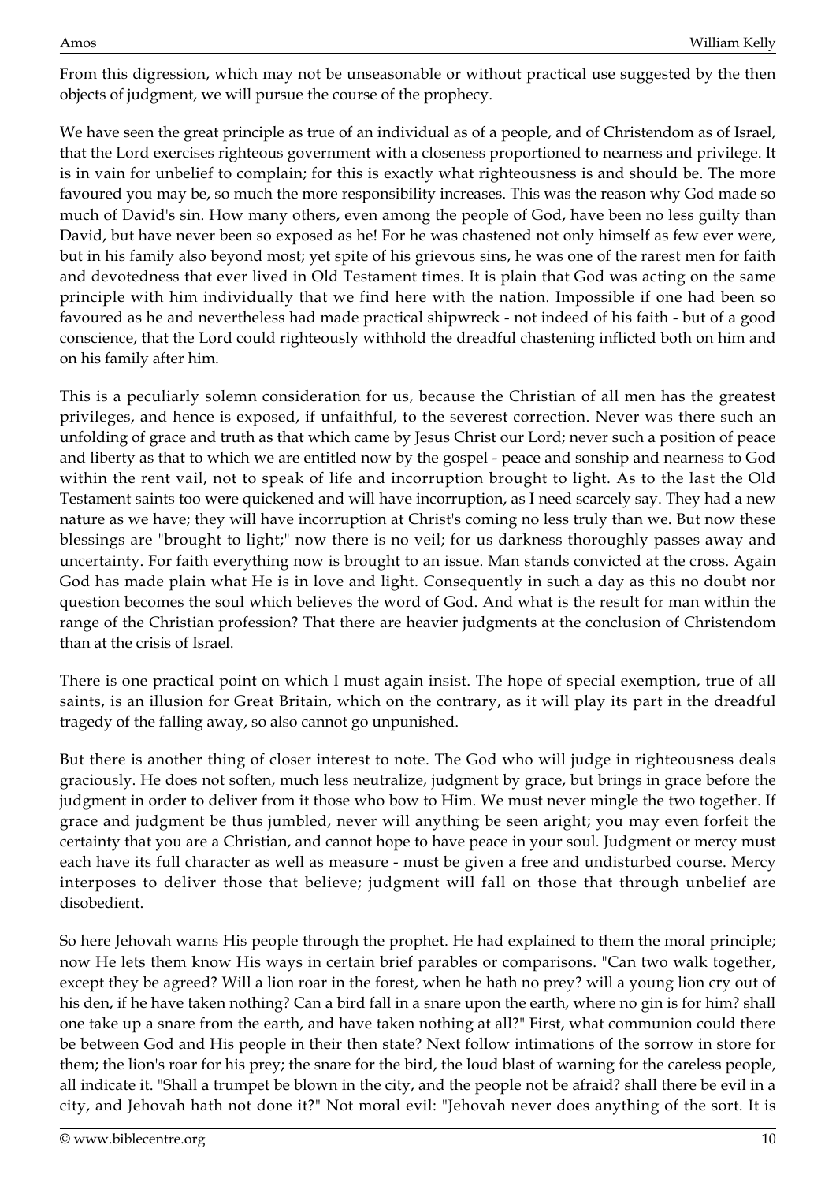From this digression, which may not be unseasonable or without practical use suggested by the then objects of judgment, we will pursue the course of the prophecy.

We have seen the great principle as true of an individual as of a people, and of Christendom as of Israel, that the Lord exercises righteous government with a closeness proportioned to nearness and privilege. It is in vain for unbelief to complain; for this is exactly what righteousness is and should be. The more favoured you may be, so much the more responsibility increases. This was the reason why God made so much of David's sin. How many others, even among the people of God, have been no less guilty than David, but have never been so exposed as he! For he was chastened not only himself as few ever were, but in his family also beyond most; yet spite of his grievous sins, he was one of the rarest men for faith and devotedness that ever lived in Old Testament times. It is plain that God was acting on the same principle with him individually that we find here with the nation. Impossible if one had been so favoured as he and nevertheless had made practical shipwreck - not indeed of his faith - but of a good conscience, that the Lord could righteously withhold the dreadful chastening inflicted both on him and on his family after him.

This is a peculiarly solemn consideration for us, because the Christian of all men has the greatest privileges, and hence is exposed, if unfaithful, to the severest correction. Never was there such an unfolding of grace and truth as that which came by Jesus Christ our Lord; never such a position of peace and liberty as that to which we are entitled now by the gospel - peace and sonship and nearness to God within the rent vail, not to speak of life and incorruption brought to light. As to the last the Old Testament saints too were quickened and will have incorruption, as I need scarcely say. They had a new nature as we have; they will have incorruption at Christ's coming no less truly than we. But now these blessings are "brought to light;" now there is no veil; for us darkness thoroughly passes away and uncertainty. For faith everything now is brought to an issue. Man stands convicted at the cross. Again God has made plain what He is in love and light. Consequently in such a day as this no doubt nor question becomes the soul which believes the word of God. And what is the result for man within the range of the Christian profession? That there are heavier judgments at the conclusion of Christendom than at the crisis of Israel.

There is one practical point on which I must again insist. The hope of special exemption, true of all saints, is an illusion for Great Britain, which on the contrary, as it will play its part in the dreadful tragedy of the falling away, so also cannot go unpunished.

But there is another thing of closer interest to note. The God who will judge in righteousness deals graciously. He does not soften, much less neutralize, judgment by grace, but brings in grace before the judgment in order to deliver from it those who bow to Him. We must never mingle the two together. If grace and judgment be thus jumbled, never will anything be seen aright; you may even forfeit the certainty that you are a Christian, and cannot hope to have peace in your soul. Judgment or mercy must each have its full character as well as measure - must be given a free and undisturbed course. Mercy interposes to deliver those that believe; judgment will fall on those that through unbelief are disobedient.

So here Jehovah warns His people through the prophet. He had explained to them the moral principle; now He lets them know His ways in certain brief parables or comparisons. "Can two walk together, except they be agreed? Will a lion roar in the forest, when he hath no prey? will a young lion cry out of his den, if he have taken nothing? Can a bird fall in a snare upon the earth, where no gin is for him? shall one take up a snare from the earth, and have taken nothing at all?" First, what communion could there be between God and His people in their then state? Next follow intimations of the sorrow in store for them; the lion's roar for his prey; the snare for the bird, the loud blast of warning for the careless people, all indicate it. "Shall a trumpet be blown in the city, and the people not be afraid? shall there be evil in a city, and Jehovah hath not done it?" Not moral evil: "Jehovah never does anything of the sort. It is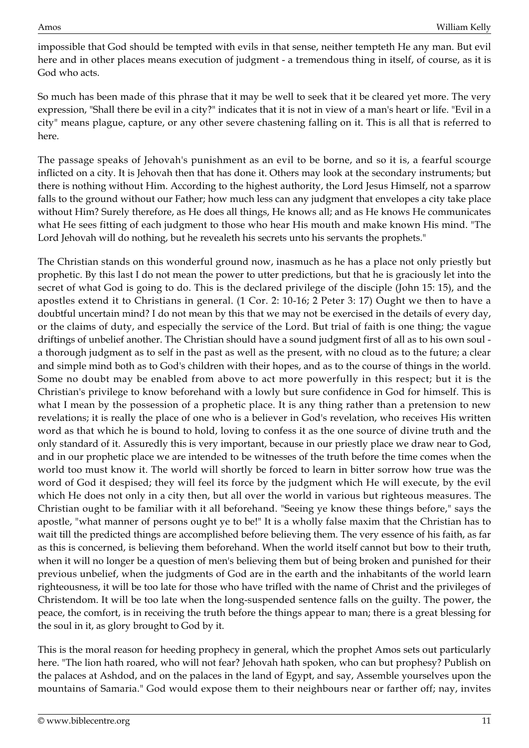impossible that God should be tempted with evils in that sense, neither tempteth He any man. But evil here and in other places means execution of judgment - a tremendous thing in itself, of course, as it is God who acts.

So much has been made of this phrase that it may be well to seek that it be cleared yet more. The very expression, "Shall there be evil in a city?" indicates that it is not in view of a man's heart or life. "Evil in a city" means plague, capture, or any other severe chastening falling on it. This is all that is referred to here.

The passage speaks of Jehovah's punishment as an evil to be borne, and so it is, a fearful scourge inflicted on a city. It is Jehovah then that has done it. Others may look at the secondary instruments; but there is nothing without Him. According to the highest authority, the Lord Jesus Himself, not a sparrow falls to the ground without our Father; how much less can any judgment that envelopes a city take place without Him? Surely therefore, as He does all things, He knows all; and as He knows He communicates what He sees fitting of each judgment to those who hear His mouth and make known His mind. "The Lord Jehovah will do nothing, but he revealeth his secrets unto his servants the prophets."

The Christian stands on this wonderful ground now, inasmuch as he has a place not only priestly but prophetic. By this last I do not mean the power to utter predictions, but that he is graciously let into the secret of what God is going to do. This is the declared privilege of the disciple (John 15: 15), and the apostles extend it to Christians in general. (1 Cor. 2: 10-16; 2 Peter 3: 17) Ought we then to have a doubtful uncertain mind? I do not mean by this that we may not be exercised in the details of every day, or the claims of duty, and especially the service of the Lord. But trial of faith is one thing; the vague driftings of unbelief another. The Christian should have a sound judgment first of all as to his own soul - a thorough judgment as to self in the past as well as the present, with no cloud as to the future; a clear and simple mind both as to God's children with their hopes, and as to the course of things in the world. Some no doubt may be enabled from above to act more powerfully in this respect; but it is the Christian's privilege to know beforehand with a lowly but sure confidence in God for himself. This is what I mean by the possession of a prophetic place. It is any thing rather than a pretension to new revelations; it is really the place of one who is a believer in God's revelation, who receives His written word as that which he is bound to hold, loving to confess it as the one source of divine truth and the only standard of it. Assuredly this is very important, because in our priestly place we draw near to God, and in our prophetic place we are intended to be witnesses of the truth before the time comes when the world too must know it. The world will shortly be forced to learn in bitter sorrow how true was the word of God it despised; they will feel its force by the judgment which He will execute, by the evil which He does not only in a city then, but all over the world in various but righteous measures. The Christian ought to be familiar with it all beforehand. "Seeing ye know these things before," says the apostle, "what manner of persons ought ye to be!" It is a wholly false maxim that the Christian has to wait till the predicted things are accomplished before believing them. The very essence of his faith, as far as this is concerned, is believing them beforehand. When the world itself cannot but bow to their truth, when it will no longer be a question of men's believing them but of being broken and punished for their previous unbelief, when the judgments of God are in the earth and the inhabitants of the world learn righteousness, it will be too late for those who have trifled with the name of Christ and the privileges of Christendom. It will be too late when the long-suspended sentence falls on the guilty. The power, the peace, the comfort, is in receiving the truth before the things appear to man; there is a great blessing for the soul in it, as glory brought to God by it.

This is the moral reason for heeding prophecy in general, which the prophet Amos sets out particularly here. "The lion hath roared, who will not fear? Jehovah hath spoken, who can but prophesy? Publish on the palaces at Ashdod, and on the palaces in the land of Egypt, and say, Assemble yourselves upon the mountains of Samaria." God would expose them to their neighbours near or farther off; nay, invites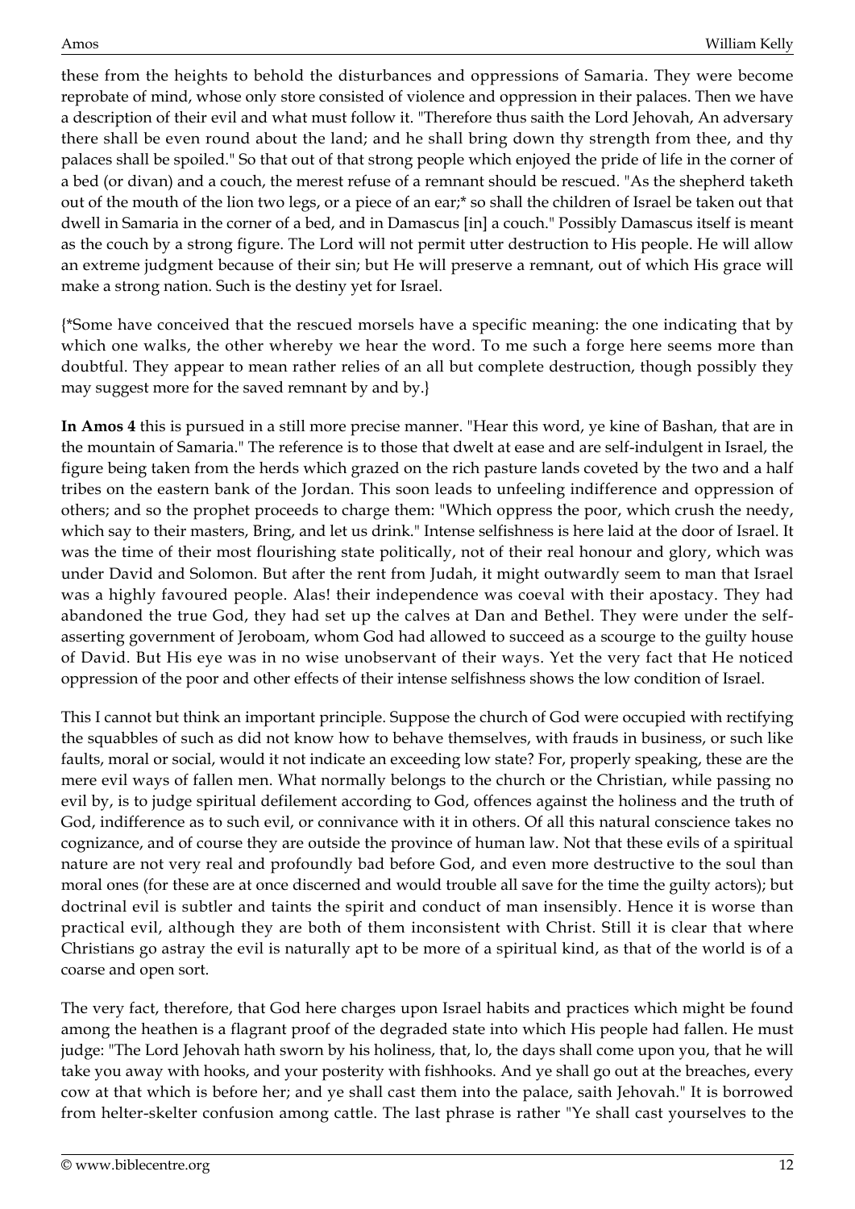these from the heights to behold the disturbances and oppressions of Samaria. They were become reprobate of mind, whose only store consisted of violence and oppression in their palaces. Then we have a description of their evil and what must follow it. "Therefore thus saith the Lord Jehovah, An adversary there shall be even round about the land; and he shall bring down thy strength from thee, and thy palaces shall be spoiled." So that out of that strong people which enjoyed the pride of life in the corner of a bed (or divan) and a couch, the merest refuse of a remnant should be rescued. "As the shepherd taketh out of the mouth of the lion two legs, or a piece of an ear;* so shall the children of Israel be taken out that dwell in Samaria in the corner of a bed, and in Damascus [in] a couch." Possibly Damascus itself is meant as the couch by a strong figure. The Lord will not permit utter destruction to His people. He will allow an extreme judgment because of their sin; but He will preserve a remnant, out of which His grace will make a strong nation. Such is the destiny yet for Israel.

{*Some have conceived that the rescued morsels have a specific meaning: the one indicating that by which one walks, the other whereby we hear the word. To me such a forge here seems more than doubtful. They appear to mean rather relics of an all but complete destruction, though possibly they may suggest more for the saved remnant by and by.}

**In Amos 4** this is pursued in a still more precise manner. "Hear this word, ye kine of Bashan, that are in the mountain of Samaria." The reference is to those that dwelt at ease and are self-indulgent in Israel, the figure being taken from the herds which grazed on the rich pasture lands coveted by the two and a half tribes on the eastern bank of the Jordan. This soon leads to unfeeling indifference and oppression of others; and so the prophet proceeds to charge them: "Which oppress the poor, which crush the needy, which say to their masters, Bring, and let us drink." Intense selfishness is here laid at the door of Israel. It was the time of their most flourishing state politically, not of their real honour and glory, which was under David and Solomon. But after the rent from Judah, it might outwardly seem to man that Israel was a highly favoured people. Alas! their independence was coeval with their apostacy. They had abandoned the true God, they had set up the calves at Dan and Bethel. They were under the self-asserting government of Jeroboam, whom God had allowed to succeed as a scourge to the guilty house of David. But His eye was in no wise unobservant of their ways. Yet the very fact that He noticed oppression of the poor and other effects of their intense selfishness shows the low condition of Israel.

This I cannot but think an important principle. Suppose the church of God were occupied with rectifying the squabbles of such as did not know how to behave themselves, with frauds in business, or such like faults, moral or social, would it not indicate an exceeding low state? For, properly speaking, these are the mere evil ways of fallen men. What normally belongs to the church or the Christian, while passing no evil by, is to judge spiritual defilement according to God, offences against the holiness and the truth of God, indifference as to such evil, or connivance with it in others. Of all this natural conscience takes no cognizance, and of course they are outside the province of human law. Not that these evils of a spiritual nature are not very real and profoundly bad before God, and even more destructive to the soul than moral ones (for these are at once discerned and would trouble all save for the time the guilty actors); but doctrinal evil is subtler and taints the spirit and conduct of man insensibly. Hence it is worse than practical evil, although they are both of them inconsistent with Christ. Still it is clear that where Christians go astray the evil is naturally apt to be more of a spiritual kind, as that of the world is of a coarse and open sort.

The very fact, therefore, that God here charges upon Israel habits and practices which might be found among the heathen is a flagrant proof of the degraded state into which His people had fallen. He must judge: "The Lord Jehovah hath sworn by his holiness, that, lo, the days shall come upon you, that he will take you away with hooks, and your posterity with fishhooks. And ye shall go out at the breaches, every cow at that which is before her; and ye shall cast them into the palace, saith Jehovah." It is borrowed from helter-skelter confusion among cattle. The last phrase is rather "Ye shall cast yourselves to the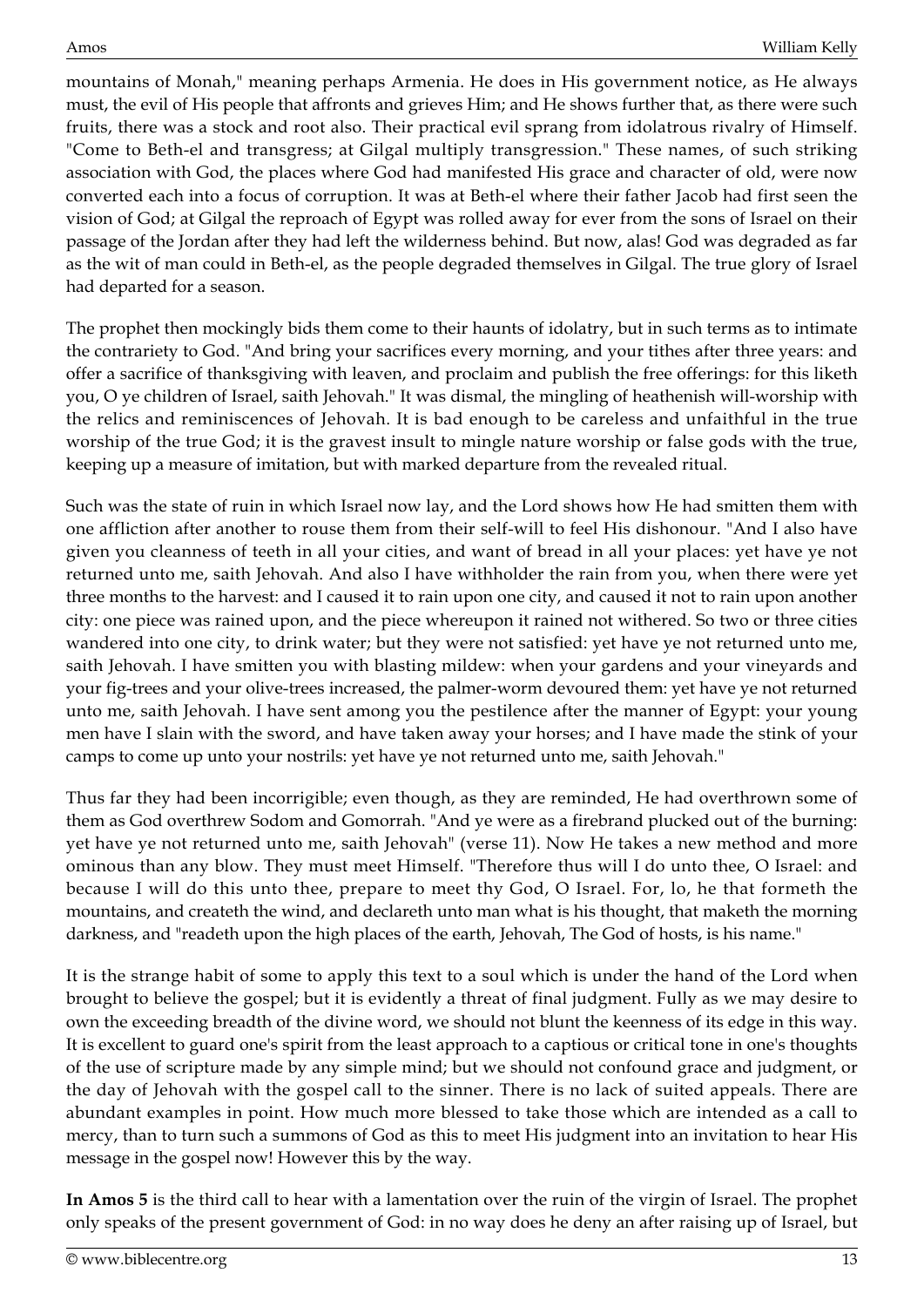mountains of Monah," meaning perhaps Armenia. He does in His government notice, as He always must, the evil of His people that affronts and grieves Him; and He shows further that, as there were such fruits, there was a stock and root also. Their practical evil sprang from idolatrous rivalry of Himself. "Come to Beth-el and transgress; at Gilgal multiply transgression." These names, of such striking association with God, the places where God had manifested His grace and character of old, were now converted each into a focus of corruption. It was at Beth-el where their father Jacob had first seen the vision of God; at Gilgal the reproach of Egypt was rolled away for ever from the sons of Israel on their passage of the Jordan after they had left the wilderness behind. But now, alas! God was degraded as far as the wit of man could in Beth-el, as the people degraded themselves in Gilgal. The true glory of Israel had departed for a season.

The prophet then mockingly bids them come to their haunts of idolatry, but in such terms as to intimate the contrariety to God. "And bring your sacrifices every morning, and your tithes after three years: and offer a sacrifice of thanksgiving with leaven, and proclaim and publish the free offerings: for this liketh you, O ye children of Israel, saith Jehovah." It was dismal, the mingling of heathenish will-worship with the relics and reminiscences of Jehovah. It is bad enough to be careless and unfaithful in the true worship of the true God; it is the gravest insult to mingle nature worship or false gods with the true, keeping up a measure of imitation, but with marked departure from the revealed ritual.

Such was the state of ruin in which Israel now lay, and the Lord shows how He had smitten them with one affliction after another to rouse them from their self-will to feel His dishonour. "And I also have given you cleanness of teeth in all your cities, and want of bread in all your places: yet have ye not returned unto me, saith Jehovah. And also I have withholder the rain from you, when there were yet three months to the harvest: and I caused it to rain upon one city, and caused it not to rain upon another city: one piece was rained upon, and the piece whereupon it rained not withered. So two or three cities wandered into one city, to drink water; but they were not satisfied: yet have ye not returned unto me, saith Jehovah. I have smitten you with blasting mildew: when your gardens and your vineyards and your fig-trees and your olive-trees increased, the palmer-worm devoured them: yet have ye not returned unto me, saith Jehovah. I have sent among you the pestilence after the manner of Egypt: your young men have I slain with the sword, and have taken away your horses; and I have made the stink of your camps to come up unto your nostrils: yet have ye not returned unto me, saith Jehovah."

Thus far they had been incorrigible; even though, as they are reminded, He had overthrown some of them as God overthrew Sodom and Gomorrah. "And ye were as a firebrand plucked out of the burning: yet have ye not returned unto me, saith Jehovah" (verse 11). Now He takes a new method and more ominous than any blow. They must meet Himself. "Therefore thus will I do unto thee, O Israel: and because I will do this unto thee, prepare to meet thy God, O Israel. For, lo, he that formeth the mountains, and createth the wind, and declareth unto man what is his thought, that maketh the morning darkness, and "readeth upon the high places of the earth, Jehovah, The God of hosts, is his name."

It is the strange habit of some to apply this text to a soul which is under the hand of the Lord when brought to believe the gospel; but it is evidently a threat of final judgment. Fully as we may desire to own the exceeding breadth of the divine word, we should not blunt the keenness of its edge in this way. It is excellent to guard one's spirit from the least approach to a captious or critical tone in one's thoughts of the use of scripture made by any simple mind; but we should not confound grace and judgment, or the day of Jehovah with the gospel call to the sinner. There is no lack of suited appeals. There are abundant examples in point. How much more blessed to take those which are intended as a call to mercy, than to turn such a summons of God as this to meet His judgment into an invitation to hear His message in the gospel now! However this by the way.

**In Amos 5** is the third call to hear with a lamentation over the ruin of the virgin of Israel. The prophet only speaks of the present government of God: in no way does he deny an after raising up of Israel, but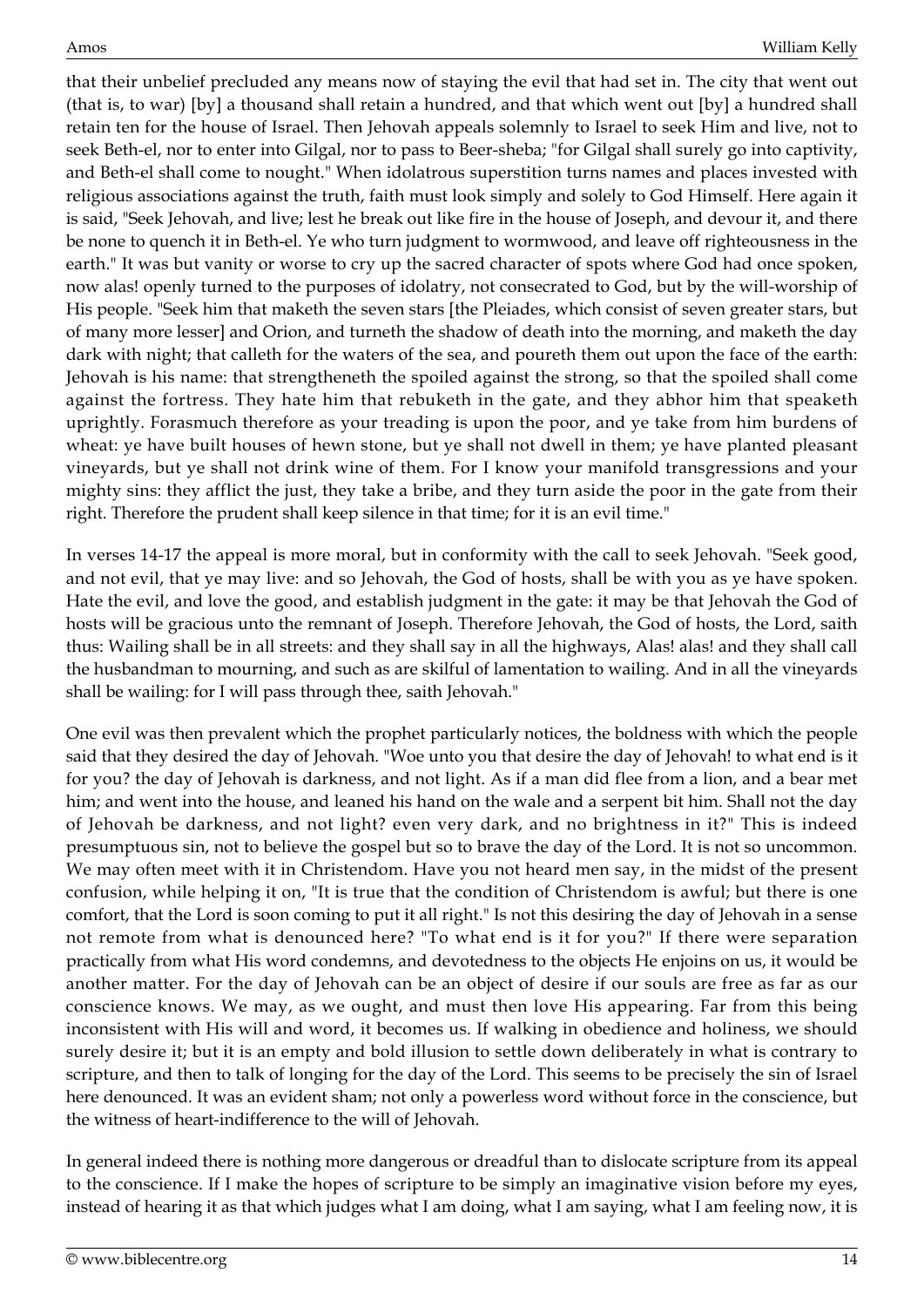that their unbelief precluded any means now of staying the evil that had set in. The city that went out (that is, to war) [by] a thousand shall retain a hundred, and that which went out [by] a hundred shall retain ten for the house of Israel. Then Jehovah appeals solemnly to Israel to seek Him and live, not to seek Beth-el, nor to enter into Gilgal, nor to pass to Beer-sheba; "for Gilgal shall surely go into captivity, and Beth-el shall come to nought." When idolatrous superstition turns names and places invested with religious associations against the truth, faith must look simply and solely to God Himself. Here again it is said, "Seek Jehovah, and live; lest he break out like fire in the house of Joseph, and devour it, and there be none to quench it in Beth-el. Ye who turn judgment to wormwood, and leave off righteousness in the earth." It was but vanity or worse to cry up the sacred character of spots where God had once spoken, now alas! openly turned to the purposes of idolatry, not consecrated to God, but by the will-worship of His people. "Seek him that maketh the seven stars [the Pleiades, which consist of seven greater stars, but of many more lesser] and Orion, and turneth the shadow of death into the morning, and maketh the day dark with night; that calleth for the waters of the sea, and poureth them out upon the face of the earth: Jehovah is his name: that strengtheneth the spoiled against the strong, so that the spoiled shall come against the fortress. They hate him that rebuketh in the gate, and they abhor him that speaketh uprightly. Forasmuch therefore as your treading is upon the poor, and ye take from him burdens of wheat: ye have built houses of hewn stone, but ye shall not dwell in them; ye have planted pleasant vineyards, but ye shall not drink wine of them. For I know your manifold transgressions and your mighty sins: they afflict the just, they take a bribe, and they turn aside the poor in the gate from their right. Therefore the prudent shall keep silence in that time; for it is an evil time."

In verses 14-17 the appeal is more moral, but in conformity with the call to seek Jehovah. "Seek good, and not evil, that ye may live: and so Jehovah, the God of hosts, shall be with you as ye have spoken. Hate the evil, and love the good, and establish judgment in the gate: it may be that Jehovah the God of hosts will be gracious unto the remnant of Joseph. Therefore Jehovah, the God of hosts, the Lord, saith thus: Wailing shall be in all streets: and they shall say in all the highways, Alas! alas! and they shall call the husbandman to mourning, and such as are skilful of lamentation to wailing. And in all the vineyards shall be wailing: for I will pass through thee, saith Jehovah."

One evil was then prevalent which the prophet particularly notices, the boldness with which the people said that they desired the day of Jehovah. "Woe unto you that desire the day of Jehovah! to what end is it for you? the day of Jehovah is darkness, and not light. As if a man did flee from a lion, and a bear met him; and went into the house, and leaned his hand on the wale and a serpent bit him. Shall not the day of Jehovah be darkness, and not light? even very dark, and no brightness in it?" This is indeed presumptuous sin, not to believe the gospel but so to brave the day of the Lord. It is not so uncommon. We may often meet with it in Christendom. Have you not heard men say, in the midst of the present confusion, while helping it on, "It is true that the condition of Christendom is awful; but there is one comfort, that the Lord is soon coming to put it all right." Is not this desiring the day of Jehovah in a sense not remote from what is denounced here? "To what end is it for you?" If there were separation practically from what His word condemns, and devotedness to the objects He enjoins on us, it would be another matter. For the day of Jehovah can be an object of desire if our souls are free as far as our conscience knows. We may, as we ought, and must then love His appearing. Far from this being inconsistent with His will and word, it becomes us. If walking in obedience and holiness, we should surely desire it; but it is an empty and bold illusion to settle down deliberately in what is contrary to scripture, and then to talk of longing for the day of the Lord. This seems to be precisely the sin of Israel here denounced. It was an evident sham; not only a powerless word without force in the conscience, but the witness of heart-indifference to the will of Jehovah.

In general indeed there is nothing more dangerous or dreadful than to dislocate scripture from its appeal to the conscience. If I make the hopes of scripture to be simply an imaginative vision before my eyes, instead of hearing it as that which judges what I am doing, what I am saying, what I am feeling now, it is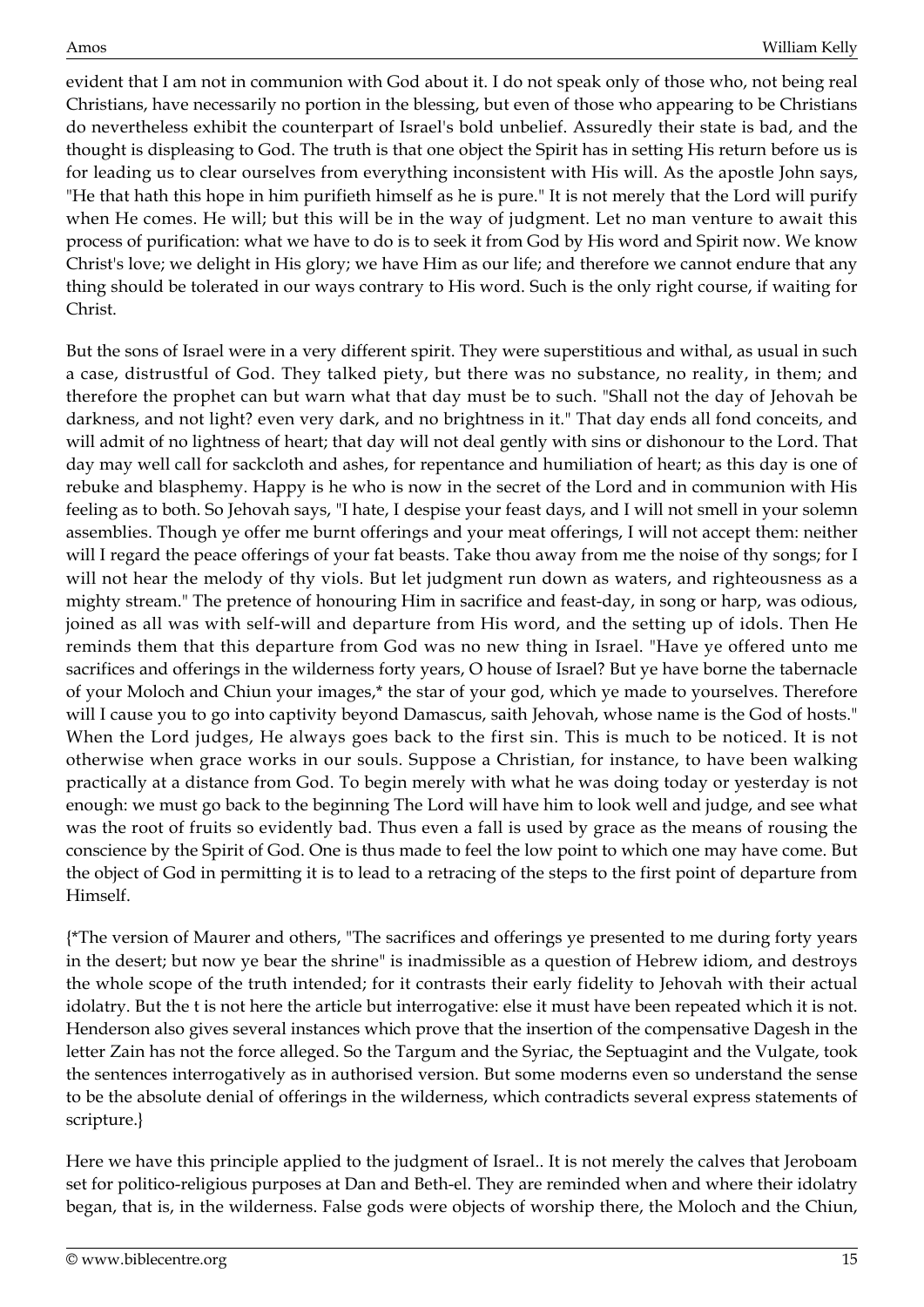evident that I am not in communion with God about it. I do not speak only of those who, not being real Christians, have necessarily no portion in the blessing, but even of those who appearing to be Christians do nevertheless exhibit the counterpart of Israel's bold unbelief. Assuredly their state is bad, and the thought is displeasing to God. The truth is that one object the Spirit has in setting His return before us is for leading us to clear ourselves from everything inconsistent with His will. As the apostle John says, "He that hath this hope in him purifieth himself as he is pure." It is not merely that the Lord will purify when He comes. He will; but this will be in the way of judgment. Let no man venture to await this process of purification: what we have to do is to seek it from God by His word and Spirit now. We know Christ's love; we delight in His glory; we have Him as our life; and therefore we cannot endure that any thing should be tolerated in our ways contrary to His word. Such is the only right course, if waiting for Christ.

But the sons of Israel were in a very different spirit. They were superstitious and withal, as usual in such a case, distrustful of God. They talked piety, but there was no substance, no reality, in them; and therefore the prophet can but warn what that day must be to such. "Shall not the day of Jehovah be darkness, and not light? even very dark, and no brightness in it." That day ends all fond conceits, and will admit of no lightness of heart; that day will not deal gently with sins or dishonour to the Lord. That day may well call for sackcloth and ashes, for repentance and humiliation of heart; as this day is one of rebuke and blasphemy. Happy is he who is now in the secret of the Lord and in communion with His feeling as to both. So Jehovah says, "I hate, I despise your feast days, and I will not smell in your solemn assemblies. Though ye offer me burnt offerings and your meat offerings, I will not accept them: neither will I regard the peace offerings of your fat beasts. Take thou away from me the noise of thy songs; for I will not hear the melody of thy viols. But let judgment run down as waters, and righteousness as a mighty stream." The pretence of honouring Him in sacrifice and feast-day, in song or harp, was odious, joined as all was with self-will and departure from His word, and the setting up of idols. Then He reminds them that this departure from God was no new thing in Israel. "Have ye offered unto me sacrifices and offerings in the wilderness forty years, O house of Israel? But ye have borne the tabernacle of your Moloch and Chiun your images,* the star of your god, which ye made to yourselves. Therefore will I cause you to go into captivity beyond Damascus, saith Jehovah, whose name is the God of hosts." When the Lord judges, He always goes back to the first sin. This is much to be noticed. It is not otherwise when grace works in our souls. Suppose a Christian, for instance, to have been walking practically at a distance from God. To begin merely with what he was doing today or yesterday is not enough: we must go back to the beginning The Lord will have him to look well and judge, and see what was the root of fruits so evidently bad. Thus even a fall is used by grace as the means of rousing the conscience by the Spirit of God. One is thus made to feel the low point to which one may have come. But the object of God in permitting it is to lead to a retracing of the steps to the first point of departure from Himself.

{*The version of Maurer and others, "The sacrifices and offerings ye presented to me during forty years in the desert; but now ye bear the shrine" is inadmissible as a question of Hebrew idiom, and destroys the whole scope of the truth intended; for it contrasts their early fidelity to Jehovah with their actual idolatry. But the t is not here the article but interrogative: else it must have been repeated which it is not. Henderson also gives several instances which prove that the insertion of the compensative Dagesh in the letter Zain has not the force alleged. So the Targum and the Syriac, the Septuagint and the Vulgate, took the sentences interrogatively as in authorised version. But some moderns even so understand the sense to be the absolute denial of offerings in the wilderness, which contradicts several express statements of scripture.}

Here we have this principle applied to the judgment of Israel.. It is not merely the calves that Jeroboam set for politico-religious purposes at Dan and Beth-el. They are reminded when and where their idolatry began, that is, in the wilderness. False gods were objects of worship there, the Moloch and the Chiun,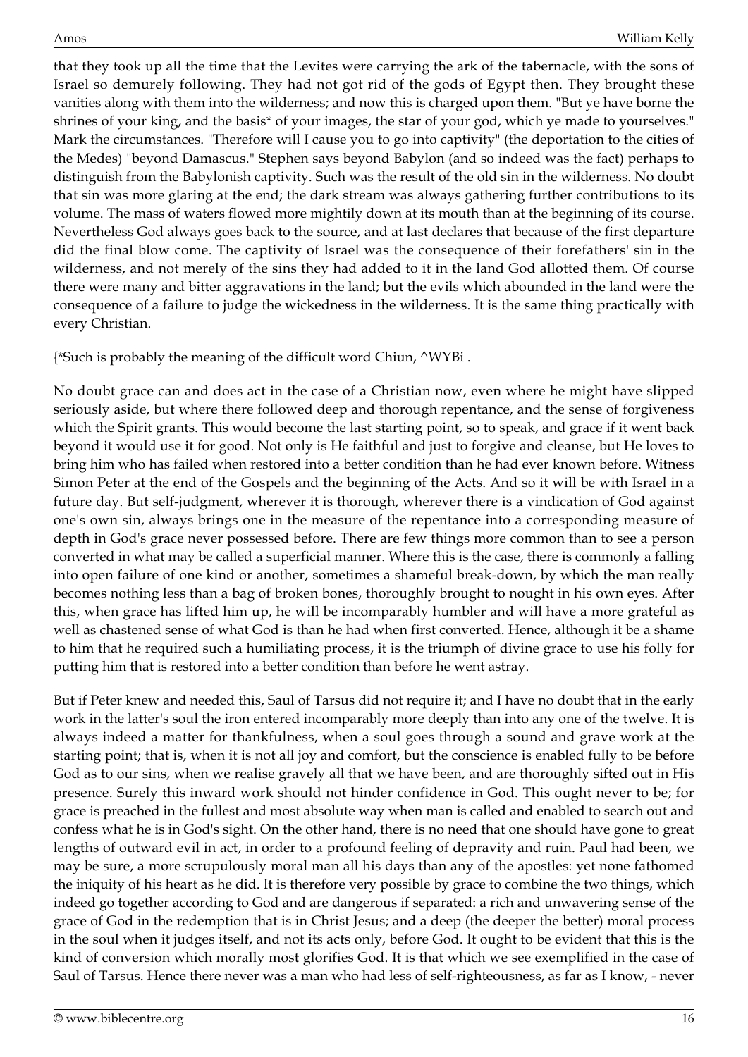that they took up all the time that the Levites were carrying the ark of the tabernacle, with the sons of Israel so demurely following. They had not got rid of the gods of Egypt then. They brought these vanities along with them into the wilderness; and now this is charged upon them. "But ye have borne the shrines of your king, and the basis* of your images, the star of your god, which ye made to yourselves." Mark the circumstances. "Therefore will I cause you to go into captivity" (the deportation to the cities of the Medes) "beyond Damascus." Stephen says beyond Babylon (and so indeed was the fact) perhaps to distinguish from the Babylonish captivity. Such was the result of the old sin in the wilderness. No doubt that sin was more glaring at the end; the dark stream was always gathering further contributions to its volume. The mass of waters flowed more mightily down at its mouth than at the beginning of its course. Nevertheless God always goes back to the source, and at last declares that because of the first departure did the final blow come. The captivity of Israel was the consequence of their forefathers' sin in the wilderness, and not merely of the sins they had added to it in the land God allotted them. Of course there were many and bitter aggravations in the land; but the evils which abounded in the land were the consequence of a failure to judge the wickedness in the wilderness. It is the same thing practically with every Christian.

{*Such is probably the meaning of the difficult word Chiun, ^WYBi .

No doubt grace can and does act in the case of a Christian now, even where he might have slipped seriously aside, but where there followed deep and thorough repentance, and the sense of forgiveness which the Spirit grants. This would become the last starting point, so to speak, and grace if it went back beyond it would use it for good. Not only is He faithful and just to forgive and cleanse, but He loves to bring him who has failed when restored into a better condition than he had ever known before. Witness Simon Peter at the end of the Gospels and the beginning of the Acts. And so it will be with Israel in a future day. But self-judgment, wherever it is thorough, wherever there is a vindication of God against one's own sin, always brings one in the measure of the repentance into a corresponding measure of depth in God's grace never possessed before. There are few things more common than to see a person converted in what may be called a superficial manner. Where this is the case, there is commonly a falling into open failure of one kind or another, sometimes a shameful break-down, by which the man really becomes nothing less than a bag of broken bones, thoroughly brought to nought in his own eyes. After this, when grace has lifted him up, he will be incomparably humbler and will have a more grateful as well as chastened sense of what God is than he had when first converted. Hence, although it be a shame to him that he required such a humiliating process, it is the triumph of divine grace to use his folly for putting him that is restored into a better condition than before he went astray.

But if Peter knew and needed this, Saul of Tarsus did not require it; and I have no doubt that in the early work in the latter's soul the iron entered incomparably more deeply than into any one of the twelve. It is always indeed a matter for thankfulness, when a soul goes through a sound and grave work at the starting point; that is, when it is not all joy and comfort, but the conscience is enabled fully to be before God as to our sins, when we realise gravely all that we have been, and are thoroughly sifted out in His presence. Surely this inward work should not hinder confidence in God. This ought never to be; for grace is preached in the fullest and most absolute way when man is called and enabled to search out and confess what he is in God's sight. On the other hand, there is no need that one should have gone to great lengths of outward evil in act, in order to a profound feeling of depravity and ruin. Paul had been, we may be sure, a more scrupulously moral man all his days than any of the apostles: yet none fathomed the iniquity of his heart as he did. It is therefore very possible by grace to combine the two things, which indeed go together according to God and are dangerous if separated: a rich and unwavering sense of the grace of God in the redemption that is in Christ Jesus; and a deep (the deeper the better) moral process in the soul when it judges itself, and not its acts only, before God. It ought to be evident that this is the kind of conversion which morally most glorifies God. It is that which we see exemplified in the case of Saul of Tarsus. Hence there never was a man who had less of self-righteousness, as far as I know, - never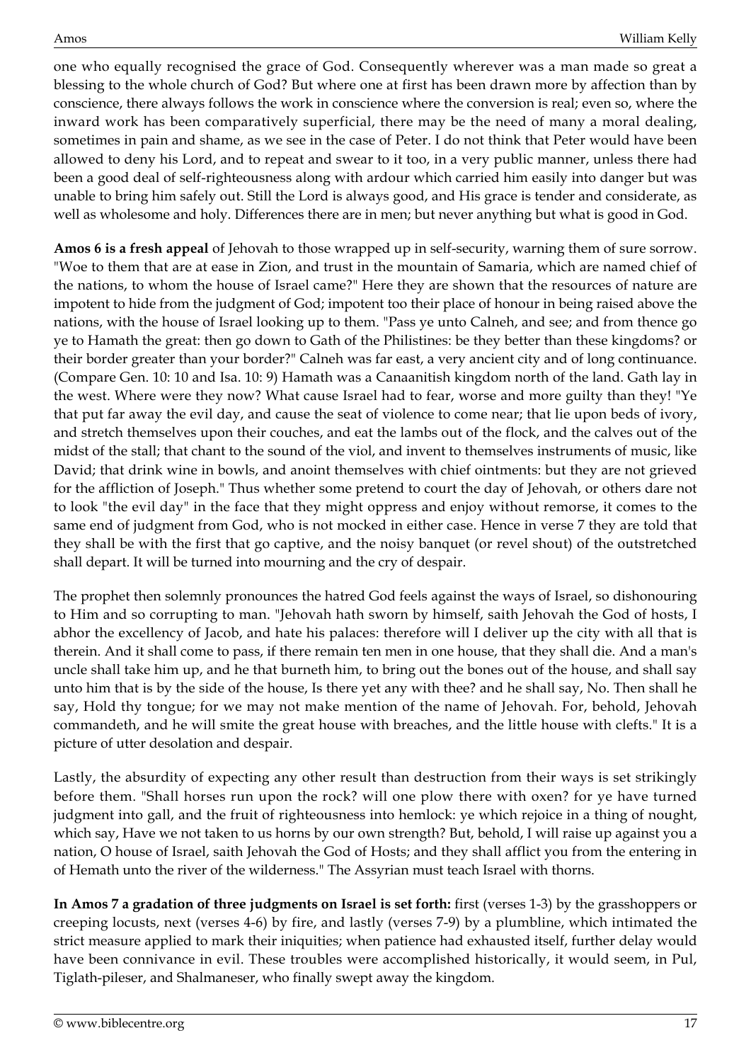one who equally recognised the grace of God. Consequently wherever was a man made so great a blessing to the whole church of God? But where one at first has been drawn more by affection than by conscience, there always follows the work in conscience where the conversion is real; even so, where the inward work has been comparatively superficial, there may be the need of many a moral dealing, sometimes in pain and shame, as we see in the case of Peter. I do not think that Peter would have been allowed to deny his Lord, and to repeat and swear to it too, in a very public manner, unless there had been a good deal of self-righteousness along with ardour which carried him easily into danger but was unable to bring him safely out. Still the Lord is always good, and His grace is tender and considerate, as well as wholesome and holy. Differences there are in men; but never anything but what is good in God.

**Amos 6 is a fresh appeal** of Jehovah to those wrapped up in self-security, warning them of sure sorrow. "Woe to them that are at ease in Zion, and trust in the mountain of Samaria, which are named chief of the nations, to whom the house of Israel came?" Here they are shown that the resources of nature are impotent to hide from the judgment of God; impotent too their place of honour in being raised above the nations, with the house of Israel looking up to them. "Pass ye unto Calneh, and see; and from thence go ye to Hamath the great: then go down to Gath of the Philistines: be they better than these kingdoms? or their border greater than your border?" Calneh was far east, a very ancient city and of long continuance. (Compare Gen. 10: 10 and Isa. 10: 9) Hamath was a Canaanitish kingdom north of the land. Gath lay in the west. Where were they now? What cause Israel had to fear, worse and more guilty than they! "Ye that put far away the evil day, and cause the seat of violence to come near; that lie upon beds of ivory, and stretch themselves upon their couches, and eat the lambs out of the flock, and the calves out of the midst of the stall; that chant to the sound of the viol, and invent to themselves instruments of music, like David; that drink wine in bowls, and anoint themselves with chief ointments: but they are not grieved for the affliction of Joseph." Thus whether some pretend to court the day of Jehovah, or others dare not to look "the evil day" in the face that they might oppress and enjoy without remorse, it comes to the same end of judgment from God, who is not mocked in either case. Hence in verse 7 they are told that they shall be with the first that go captive, and the noisy banquet (or revel shout) of the outstretched shall depart. It will be turned into mourning and the cry of despair.

The prophet then solemnly pronounces the hatred God feels against the ways of Israel, so dishonouring to Him and so corrupting to man. "Jehovah hath sworn by himself, saith Jehovah the God of hosts, I abhor the excellency of Jacob, and hate his palaces: therefore will I deliver up the city with all that is therein. And it shall come to pass, if there remain ten men in one house, that they shall die. And a man's uncle shall take him up, and he that burneth him, to bring out the bones out of the house, and shall say unto him that is by the side of the house, Is there yet any with thee? and he shall say, No. Then shall he say, Hold thy tongue; for we may not make mention of the name of Jehovah. For, behold, Jehovah commandeth, and he will smite the great house with breaches, and the little house with clefts." It is a picture of utter desolation and despair.

Lastly, the absurdity of expecting any other result than destruction from their ways is set strikingly before them. "Shall horses run upon the rock? will one plow there with oxen? for ye have turned judgment into gall, and the fruit of righteousness into hemlock: ye which rejoice in a thing of nought, which say, Have we not taken to us horns by our own strength? But, behold, I will raise up against you a nation, O house of Israel, saith Jehovah the God of Hosts; and they shall afflict you from the entering in of Hemath unto the river of the wilderness." The Assyrian must teach Israel with thorns.

**In Amos 7 a gradation of three judgments on Israel is set forth:** first (verses 1-3) by the grasshoppers or creeping locusts, next (verses 4-6) by fire, and lastly (verses 7-9) by a plumbline, which intimated the strict measure applied to mark their iniquities; when patience had exhausted itself, further delay would have been connivance in evil. These troubles were accomplished historically, it would seem, in Pul, Tiglath-pileser, and Shalmaneser, who finally swept away the kingdom.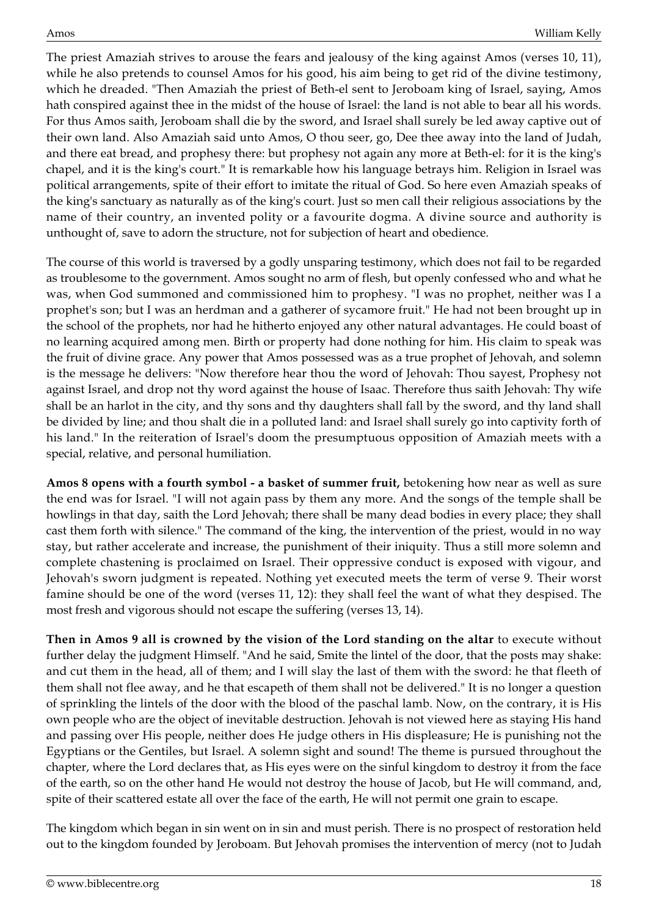The priest Amaziah strives to arouse the fears and jealousy of the king against Amos (verses 10, 11), while he also pretends to counsel Amos for his good, his aim being to get rid of the divine testimony, which he dreaded. "Then Amaziah the priest of Beth-el sent to Jeroboam king of Israel, saying, Amos hath conspired against thee in the midst of the house of Israel: the land is not able to bear all his words. For thus Amos saith, Jeroboam shall die by the sword, and Israel shall surely be led away captive out of their own land. Also Amaziah said unto Amos, O thou seer, go, Dee thee away into the land of Judah, and there eat bread, and prophesy there: but prophesy not again any more at Beth-el: for it is the king's chapel, and it is the king's court." It is remarkable how his language betrays him. Religion in Israel was political arrangements, spite of their effort to imitate the ritual of God. So here even Amaziah speaks of the king's sanctuary as naturally as of the king's court. Just so men call their religious associations by the name of their country, an invented polity or a favourite dogma. A divine source and authority is unthought of, save to adorn the structure, not for subjection of heart and obedience.

The course of this world is traversed by a godly unsparing testimony, which does not fail to be regarded as troublesome to the government. Amos sought no arm of flesh, but openly confessed who and what he was, when God summoned and commissioned him to prophesy. "I was no prophet, neither was I a prophet's son; but I was an herdman and a gatherer of sycamore fruit." He had not been brought up in the school of the prophets, nor had he hitherto enjoyed any other natural advantages. He could boast of no learning acquired among men. Birth or property had done nothing for him. His claim to speak was the fruit of divine grace. Any power that Amos possessed was as a true prophet of Jehovah, and solemn is the message he delivers: "Now therefore hear thou the word of Jehovah: Thou sayest, Prophesy not against Israel, and drop not thy word against the house of Isaac. Therefore thus saith Jehovah: Thy wife shall be an harlot in the city, and thy sons and thy daughters shall fall by the sword, and thy land shall be divided by line; and thou shalt die in a polluted land: and Israel shall surely go into captivity forth of his land." In the reiteration of Israel's doom the presumptuous opposition of Amaziah meets with a special, relative, and personal humiliation.

**Amos 8 opens with a fourth symbol - a basket of summer fruit,** betokening how near as well as sure the end was for Israel. "I will not again pass by them any more. And the songs of the temple shall be howlings in that day, saith the Lord Jehovah; there shall be many dead bodies in every place; they shall cast them forth with silence." The command of the king, the intervention of the priest, would in no way stay, but rather accelerate and increase, the punishment of their iniquity. Thus a still more solemn and complete chastening is proclaimed on Israel. Their oppressive conduct is exposed with vigour, and Jehovah's sworn judgment is repeated. Nothing yet executed meets the term of verse 9. Their worst famine should be one of the word (verses 11, 12): they shall feel the want of what they despised. The most fresh and vigorous should not escape the suffering (verses 13, 14).

**Then in Amos 9 all is crowned by the vision of the Lord standing on the altar** to execute without further delay the judgment Himself. "And he said, Smite the lintel of the door, that the posts may shake: and cut them in the head, all of them; and I will slay the last of them with the sword: he that fleeth of them shall not flee away, and he that escapeth of them shall not be delivered." It is no longer a question of sprinkling the lintels of the door with the blood of the paschal lamb. Now, on the contrary, it is His own people who are the object of inevitable destruction. Jehovah is not viewed here as staying His hand and passing over His people, neither does He judge others in His displeasure; He is punishing not the Egyptians or the Gentiles, but Israel. A solemn sight and sound! The theme is pursued throughout the chapter, where the Lord declares that, as His eyes were on the sinful kingdom to destroy it from the face of the earth, so on the other hand He would not destroy the house of Jacob, but He will command, and, spite of their scattered estate all over the face of the earth, He will not permit one grain to escape.

The kingdom which began in sin went on in sin and must perish. There is no prospect of restoration held out to the kingdom founded by Jeroboam. But Jehovah promises the intervention of mercy (not to Judah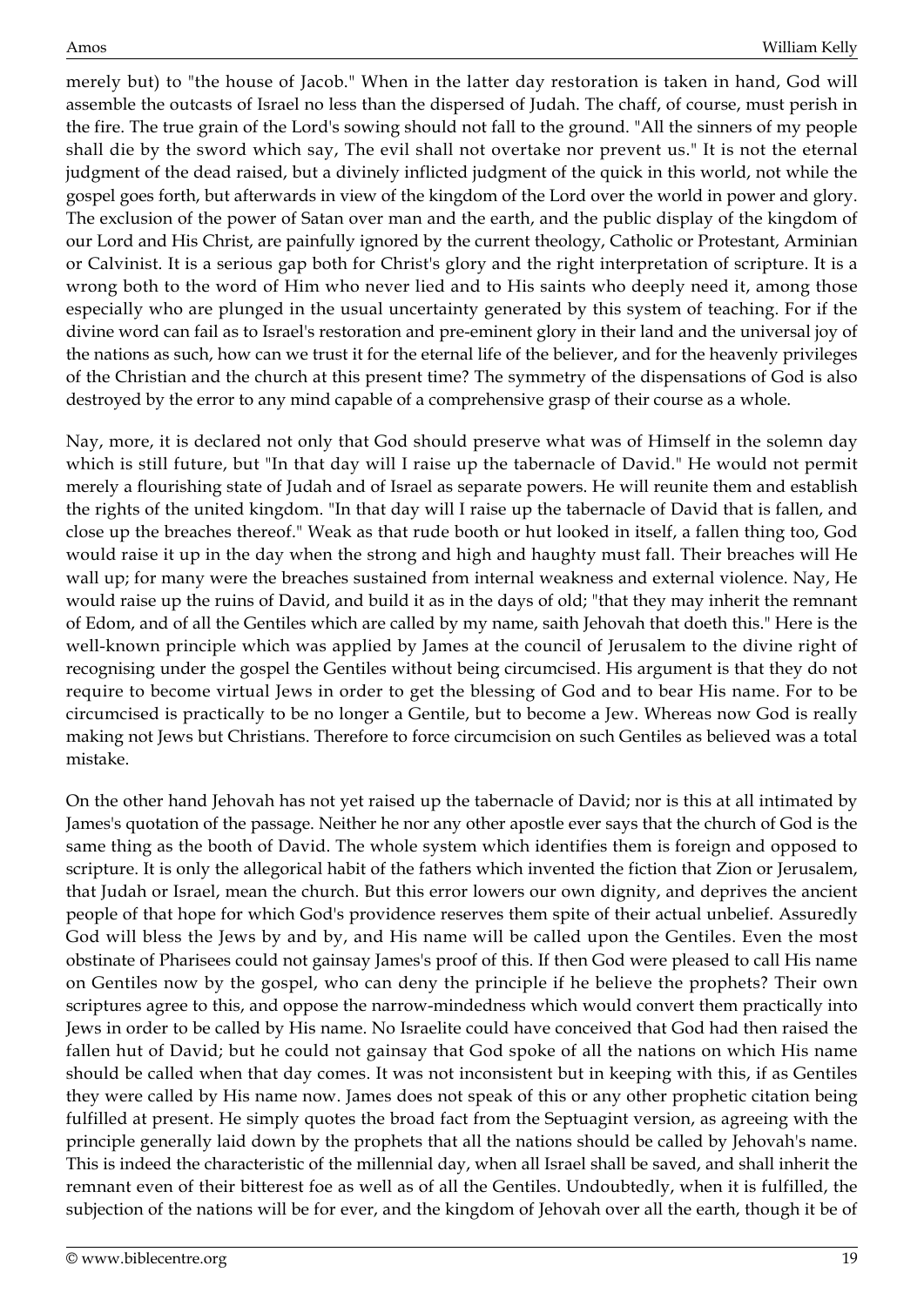merely but) to "the house of Jacob." When in the latter day restoration is taken in hand, God will assemble the outcasts of Israel no less than the dispersed of Judah. The chaff, of course, must perish in the fire. The true grain of the Lord's sowing should not fall to the ground. "All the sinners of my people shall die by the sword which say, The evil shall not overtake nor prevent us." It is not the eternal judgment of the dead raised, but a divinely inflicted judgment of the quick in this world, not while the gospel goes forth, but afterwards in view of the kingdom of the Lord over the world in power and glory. The exclusion of the power of Satan over man and the earth, and the public display of the kingdom of our Lord and His Christ, are painfully ignored by the current theology, Catholic or Protestant, Arminian or Calvinist. It is a serious gap both for Christ's glory and the right interpretation of scripture. It is a wrong both to the word of Him who never lied and to His saints who deeply need it, among those especially who are plunged in the usual uncertainty generated by this system of teaching. For if the divine word can fail as to Israel's restoration and pre-eminent glory in their land and the universal joy of the nations as such, how can we trust it for the eternal life of the believer, and for the heavenly privileges of the Christian and the church at this present time? The symmetry of the dispensations of God is also destroyed by the error to any mind capable of a comprehensive grasp of their course as a whole.

Nay, more, it is declared not only that God should preserve what was of Himself in the solemn day which is still future, but "In that day will I raise up the tabernacle of David." He would not permit merely a flourishing state of Judah and of Israel as separate powers. He will reunite them and establish the rights of the united kingdom. "In that day will I raise up the tabernacle of David that is fallen, and close up the breaches thereof." Weak as that rude booth or hut looked in itself, a fallen thing too, God would raise it up in the day when the strong and high and haughty must fall. Their breaches will He wall up; for many were the breaches sustained from internal weakness and external violence. Nay, He would raise up the ruins of David, and build it as in the days of old; "that they may inherit the remnant of Edom, and of all the Gentiles which are called by my name, saith Jehovah that doeth this." Here is the well-known principle which was applied by James at the council of Jerusalem to the divine right of recognising under the gospel the Gentiles without being circumcised. His argument is that they do not require to become virtual Jews in order to get the blessing of God and to bear His name. For to be circumcised is practically to be no longer a Gentile, but to become a Jew. Whereas now God is really making not Jews but Christians. Therefore to force circumcision on such Gentiles as believed was a total mistake.

On the other hand Jehovah has not yet raised up the tabernacle of David; nor is this at all intimated by James's quotation of the passage. Neither he nor any other apostle ever says that the church of God is the same thing as the booth of David. The whole system which identifies them is foreign and opposed to scripture. It is only the allegorical habit of the fathers which invented the fiction that Zion or Jerusalem, that Judah or Israel, mean the church. But this error lowers our own dignity, and deprives the ancient people of that hope for which God's providence reserves them spite of their actual unbelief. Assuredly God will bless the Jews by and by, and His name will be called upon the Gentiles. Even the most obstinate of Pharisees could not gainsay James's proof of this. If then God were pleased to call His name on Gentiles now by the gospel, who can deny the principle if he believe the prophets? Their own scriptures agree to this, and oppose the narrow-mindedness which would convert them practically into Jews in order to be called by His name. No Israelite could have conceived that God had then raised the fallen hut of David; but he could not gainsay that God spoke of all the nations on which His name should be called when that day comes. It was not inconsistent but in keeping with this, if as Gentiles they were called by His name now. James does not speak of this or any other prophetic citation being fulfilled at present. He simply quotes the broad fact from the Septuagint version, as agreeing with the principle generally laid down by the prophets that all the nations should be called by Jehovah's name. This is indeed the characteristic of the millennial day, when all Israel shall be saved, and shall inherit the remnant even of their bitterest foe as well as of all the Gentiles. Undoubtedly, when it is fulfilled, the subjection of the nations will be for ever, and the kingdom of Jehovah over all the earth, though it be of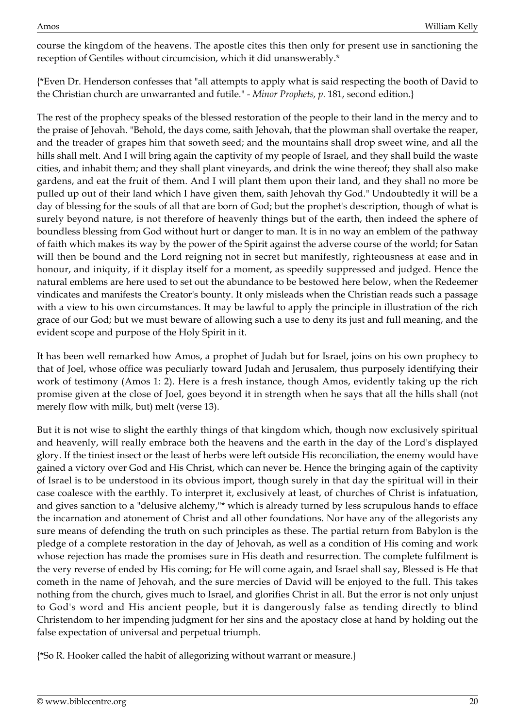course the kingdom of the heavens. The apostle cites this then only for present use in sanctioning the reception of Gentiles without circumcision, which it did unanswerably.*

{*Even Dr. Henderson confesses that "all attempts to apply what is said respecting the booth of David to the Christian church are unwarranted and futile." - *Minor Prophets, p.* 181, second edition.}

The rest of the prophecy speaks of the blessed restoration of the people to their land in the mercy and to the praise of Jehovah. "Behold, the days come, saith Jehovah, that the plowman shall overtake the reaper, and the treader of grapes him that soweth seed; and the mountains shall drop sweet wine, and all the hills shall melt. And I will bring again the captivity of my people of Israel, and they shall build the waste cities, and inhabit them; and they shall plant vineyards, and drink the wine thereof; they shall also make gardens, and eat the fruit of them. And I will plant them upon their land, and they shall no more be pulled up out of their land which I have given them, saith Jehovah thy God." Undoubtedly it will be a day of blessing for the souls of all that are born of God; but the prophet's description, though of what is surely beyond nature, is not therefore of heavenly things but of the earth, then indeed the sphere of boundless blessing from God without hurt or danger to man. It is in no way an emblem of the pathway of faith which makes its way by the power of the Spirit against the adverse course of the world; for Satan will then be bound and the Lord reigning not in secret but manifestly, righteousness at ease and in honour, and iniquity, if it display itself for a moment, as speedily suppressed and judged. Hence the natural emblems are here used to set out the abundance to be bestowed here below, when the Redeemer vindicates and manifests the Creator's bounty. It only misleads when the Christian reads such a passage with a view to his own circumstances. It may be lawful to apply the principle in illustration of the rich grace of our God; but we must beware of allowing such a use to deny its just and full meaning, and the evident scope and purpose of the Holy Spirit in it.

It has been well remarked how Amos, a prophet of Judah but for Israel, joins on his own prophecy to that of Joel, whose office was peculiarly toward Judah and Jerusalem, thus purposely identifying their work of testimony (Amos 1: 2). Here is a fresh instance, though Amos, evidently taking up the rich promise given at the close of Joel, goes beyond it in strength when he says that all the hills shall (not merely flow with milk, but) melt (verse 13).

But it is not wise to slight the earthly things of that kingdom which, though now exclusively spiritual and heavenly, will really embrace both the heavens and the earth in the day of the Lord's displayed glory. If the tiniest insect or the least of herbs were left outside His reconciliation, the enemy would have gained a victory over God and His Christ, which can never be. Hence the bringing again of the captivity of Israel is to be understood in its obvious import, though surely in that day the spiritual will in their case coalesce with the earthly. To interpret it, exclusively at least, of churches of Christ is infatuation, and gives sanction to a "delusive alchemy,"* which is already turned by less scrupulous hands to efface the incarnation and atonement of Christ and all other foundations. Nor have any of the allegorists any sure means of defending the truth on such principles as these. The partial return from Babylon is the pledge of a complete restoration in the day of Jehovah, as well as a condition of His coming and work whose rejection has made the promises sure in His death and resurrection. The complete fulfilment is the very reverse of ended by His coming; for He will come again, and Israel shall say, Blessed is He that cometh in the name of Jehovah, and the sure mercies of David will be enjoyed to the full. This takes nothing from the church, gives much to Israel, and glorifies Christ in all. But the error is not only unjust to God's word and His ancient people, but it is dangerously false as tending directly to blind Christendom to her impending judgment for her sins and the apostacy close at hand by holding out the false expectation of universal and perpetual triumph.

{*So R. Hooker called the habit of allegorizing without warrant or measure.}